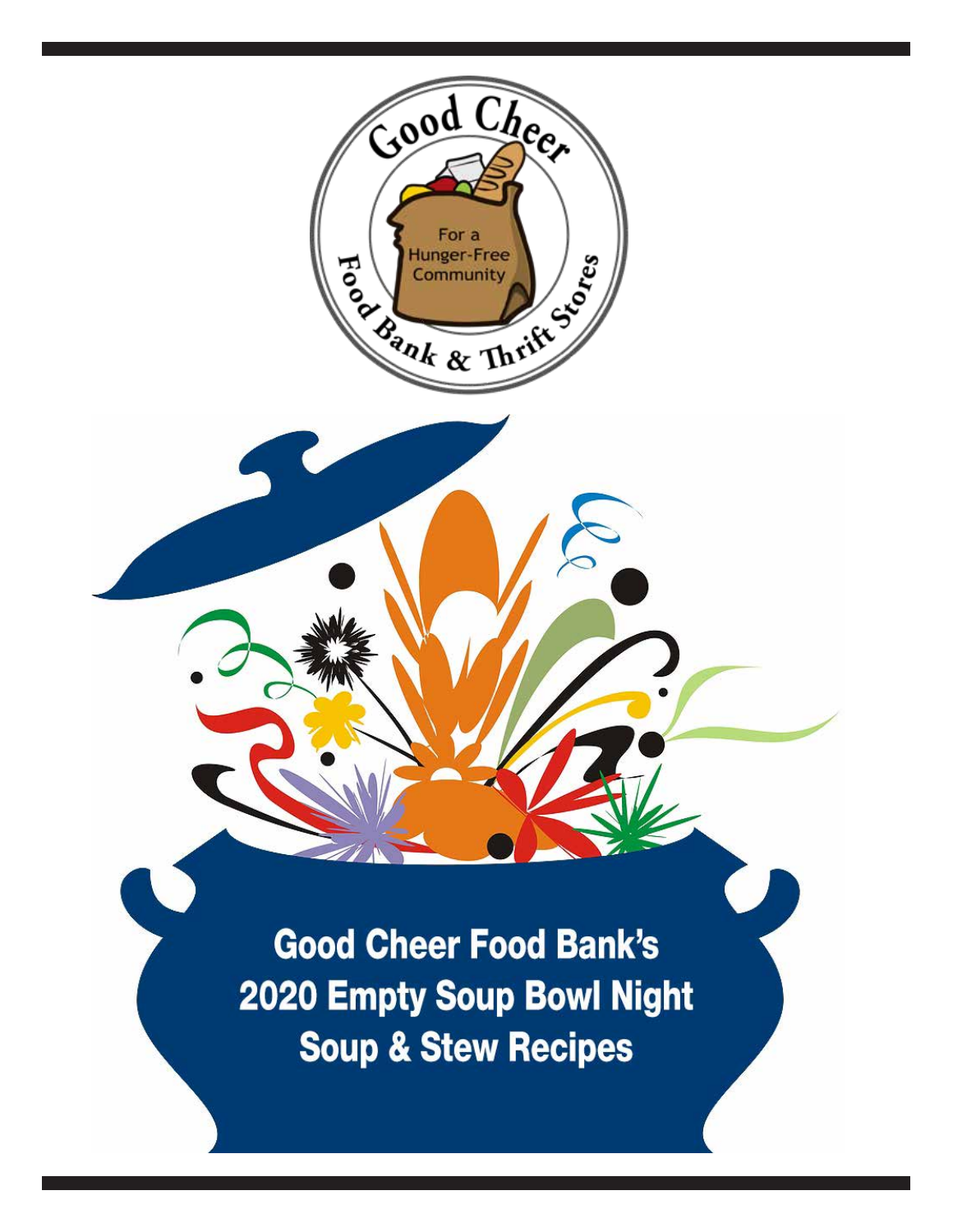Good Cheer

For a Hunger-Free Community

Food Bank & Thrift Stores

# Good Cheer Food Bank's 2020 Empty Soup Bowl Night Soup & Stew Recipes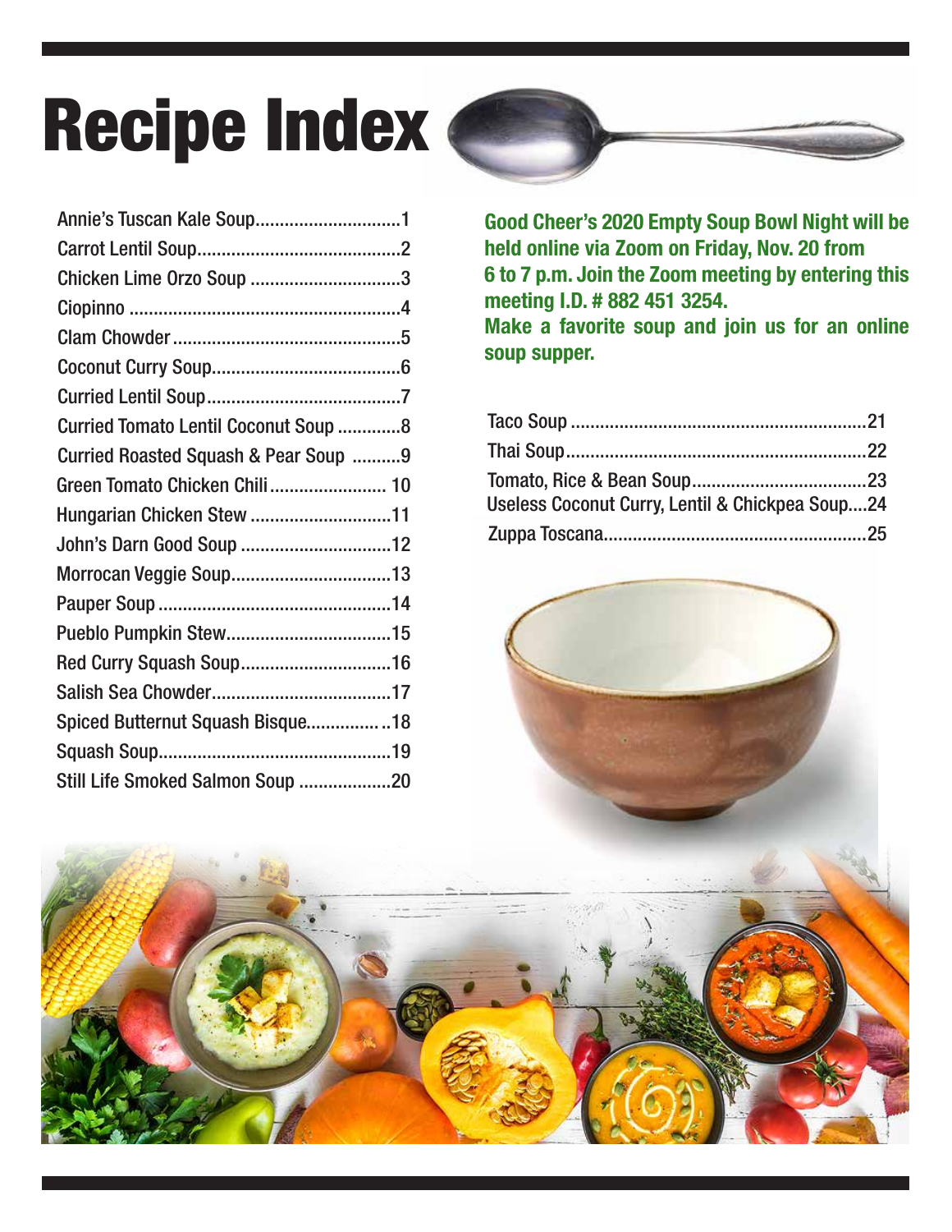# Recipe Index

Annie's Tuscan Kale Soup.............................1
Carrot Lentil Soup..........................................2
Chicken Lime Orzo Soup ..............................3
Ciopinno ......................................................4
Clam Chowder ..............................................5
Coconut Curry Soup......................................6
Curried Lentil Soup........................................7
Curried Tomato Lentil Coconut Soup .............8
Curried Roasted Squash & Pear Soup ..........9
Green Tomato Chicken Chili ........................ 10
Hungarian Chicken Stew ............................11
John's Darn Good Soup ..............................12
Morrocan Veggie Soup................................13
Pauper Soup ...............................................14
Pueblo Pumpkin Stew.................................15
Red Curry Squash Soup..............................16
Salish Sea Chowder....................................17
Spiced Butternut Squash Bisque.................18
Squash Soup...............................................19
Still Life Smoked Salmon Soup ...................20

**Good Cheer's 2020 Empty Soup Bowl Night will be held online via Zoom on Friday, Nov. 20 from 6 to 7 p.m. Join the Zoom meeting by entering this meeting I.D. # 882 451 3254.**
**Make a favorite soup and join us for an online soup supper.**

Taco Soup ..........................................................21
Thai Soup...........................................................22
Tomato, Rice & Bean Soup..................................23
Useless Coconut Curry, Lentil & Chickpea Soup....24
Zuppa Toscana....................................................25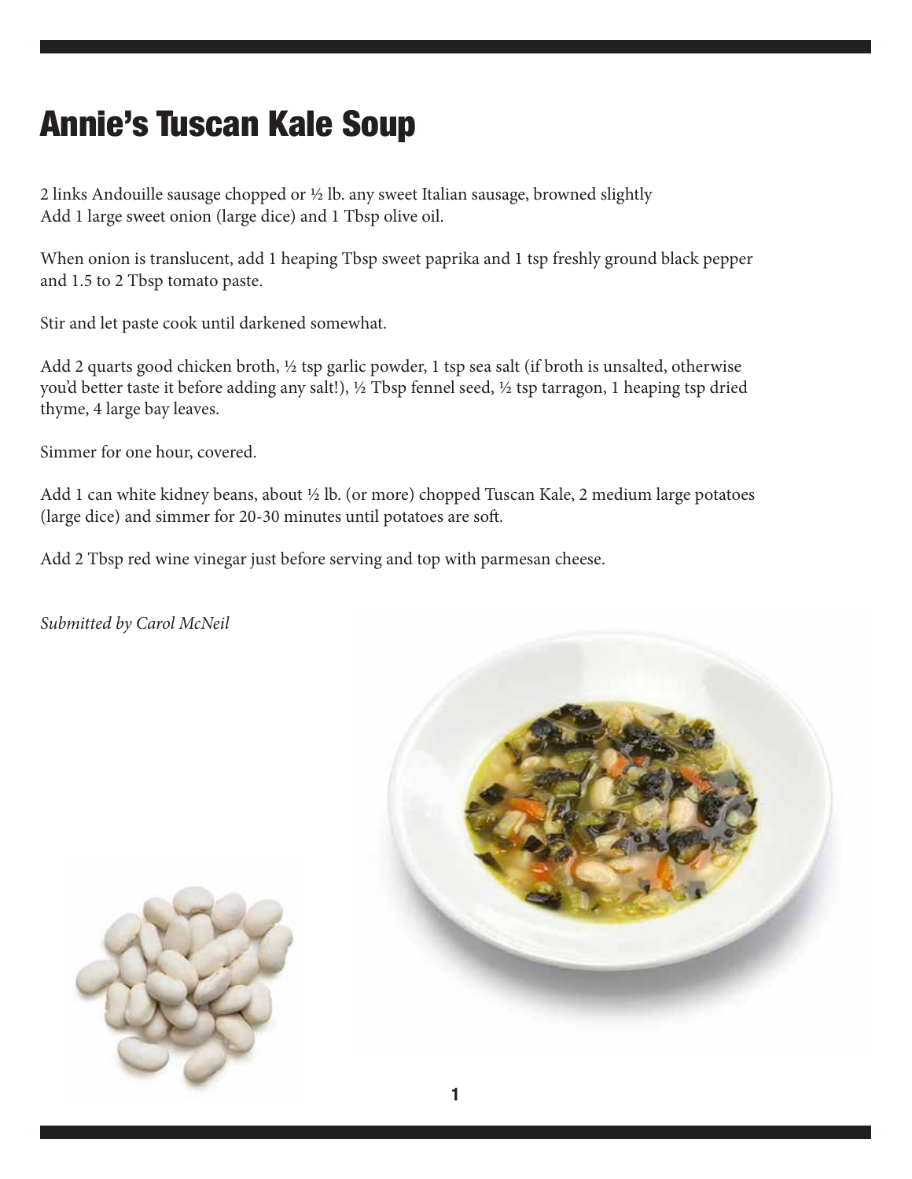# Annie's Tuscan Kale Soup

2 links Andouille sausage chopped or ½ lb. any sweet Italian sausage, browned slightly
Add 1 large sweet onion (large dice) and 1 Tbsp olive oil.

When onion is translucent, add 1 heaping Tbsp sweet paprika and 1 tsp freshly ground black pepper and 1.5 to 2 Tbsp tomato paste.

Stir and let paste cook until darkened somewhat.

Add 2 quarts good chicken broth, ½ tsp garlic powder, 1 tsp sea salt (if broth is unsalted, otherwise you'd better taste it before adding any salt!), ½ Tbsp fennel seed, ½ tsp tarragon, 1 heaping tsp dried thyme, 4 large bay leaves.

Simmer for one hour, covered.

Add 1 can white kidney beans, about ½ lb. (or more) chopped Tuscan Kale, 2 medium large potatoes (large dice) and simmer for 20-30 minutes until potatoes are soft.

Add 2 Tbsp red wine vinegar just before serving and top with parmesan cheese.

*Submitted by Carol McNeil*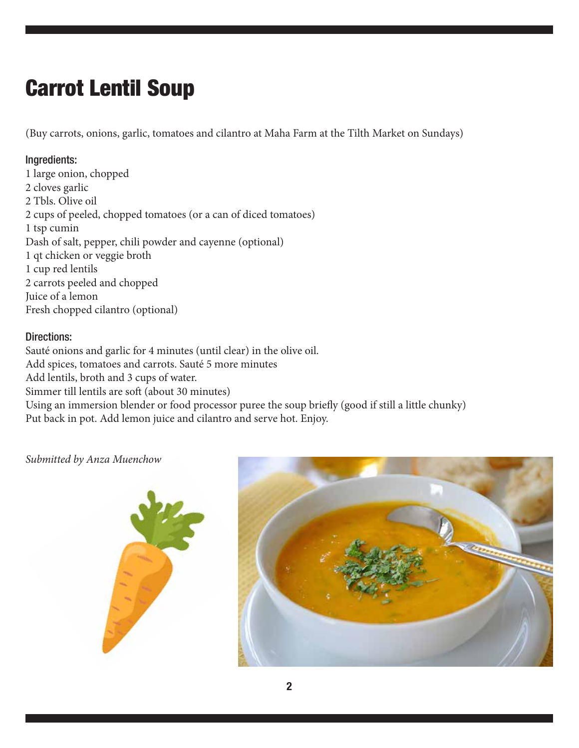# Carrot Lentil Soup

(Buy carrots, onions, garlic, tomatoes and cilantro at Maha Farm at the Tilth Market on Sundays)

### Ingredients:

1 large onion, chopped
2 cloves garlic
2 Tbls. Olive oil
2 cups of peeled, chopped tomatoes (or a can of diced tomatoes)
1 tsp cumin
Dash of salt, pepper, chili powder and cayenne (optional)
1 qt chicken or veggie broth
1 cup red lentils
2 carrots peeled and chopped
Juice of a lemon
Fresh chopped cilantro (optional)

### Directions:

Sauté onions and garlic for 4 minutes (until clear) in the olive oil.
Add spices, tomatoes and carrots. Sauté 5 more minutes
Add lentils, broth and 3 cups of water.
Simmer till lentils are soft (about 30 minutes)
Using an immersion blender or food processor puree the soup briefly (good if still a little chunky)
Put back in pot. Add lemon juice and cilantro and serve hot. Enjoy.

*Submitted by Anza Muenchow*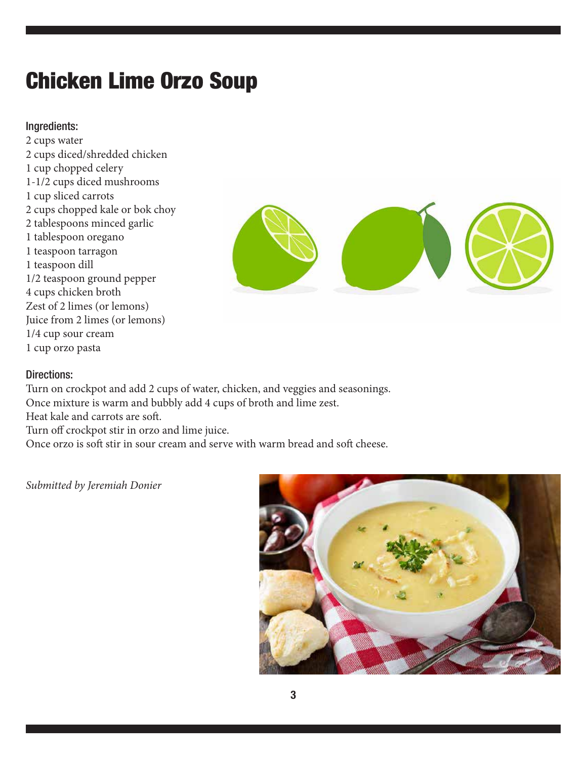# Chicken Lime Orzo Soup

### Ingredients:

2 cups water
2 cups diced/shredded chicken
1 cup chopped celery
1-1/2 cups diced mushrooms
1 cup sliced carrots
2 cups chopped kale or bok choy
2 tablespoons minced garlic
1 tablespoon oregano
1 teaspoon tarragon
1 teaspoon dill
1/2 teaspoon ground pepper
4 cups chicken broth
Zest of 2 limes (or lemons)
Juice from 2 limes (or lemons)
1/4 cup sour cream
1 cup orzo pasta

### Directions:

Turn on crockpot and add 2 cups of water, chicken, and veggies and seasonings.
Once mixture is warm and bubbly add 4 cups of broth and lime zest.
Heat kale and carrots are soft.
Turn off crockpot stir in orzo and lime juice.
Once orzo is soft stir in sour cream and serve with warm bread and soft cheese.

*Submitted by Jeremiah Donier*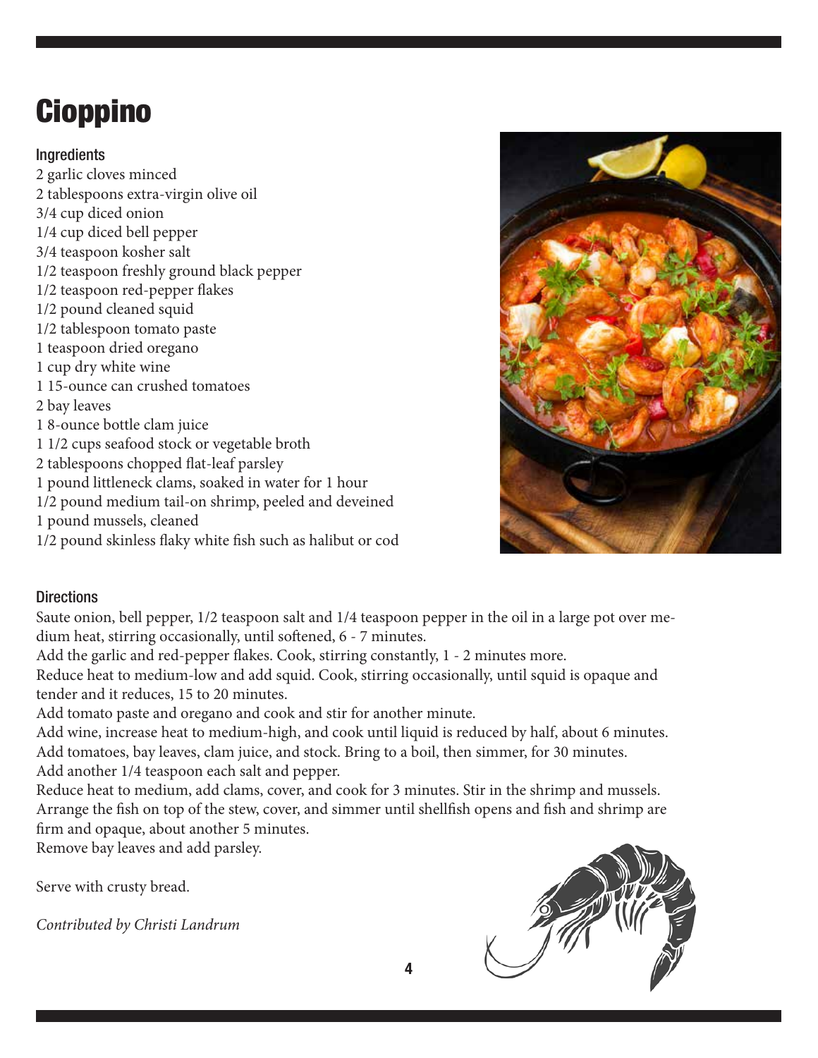# Cioppino

### Ingredients

2 garlic cloves minced
2 tablespoons extra-virgin olive oil
3/4 cup diced onion
1/4 cup diced bell pepper
3/4 teaspoon kosher salt
1/2 teaspoon freshly ground black pepper
1/2 teaspoon red-pepper flakes
1/2 pound cleaned squid
1/2 tablespoon tomato paste
1 teaspoon dried oregano
1 cup dry white wine
1 15-ounce can crushed tomatoes
2 bay leaves
1 8-ounce bottle clam juice
1 1/2 cups seafood stock or vegetable broth
2 tablespoons chopped flat-leaf parsley
1 pound littleneck clams, soaked in water for 1 hour
1/2 pound medium tail-on shrimp, peeled and deveined
1 pound mussels, cleaned
1/2 pound skinless flaky white fish such as halibut or cod

### Directions

Saute onion, bell pepper, 1/2 teaspoon salt and 1/4 teaspoon pepper in the oil in a large pot over medium heat, stirring occasionally, until softened, 6 - 7 minutes.
Add the garlic and red-pepper flakes. Cook, stirring constantly, 1 - 2 minutes more.
Reduce heat to medium-low and add squid. Cook, stirring occasionally, until squid is opaque and tender and it reduces, 15 to 20 minutes.
Add tomato paste and oregano and cook and stir for another minute.
Add wine, increase heat to medium-high, and cook until liquid is reduced by half, about 6 minutes.
Add tomatoes, bay leaves, clam juice, and stock. Bring to a boil, then simmer, for 30 minutes.
Add another 1/4 teaspoon each salt and pepper.
Reduce heat to medium, add clams, cover, and cook for 3 minutes. Stir in the shrimp and mussels.
Arrange the fish on top of the stew, cover, and simmer until shellfish opens and fish and shrimp are firm and opaque, about another 5 minutes.
Remove bay leaves and add parsley.

Serve with crusty bread.

*Contributed by Christi Landrum*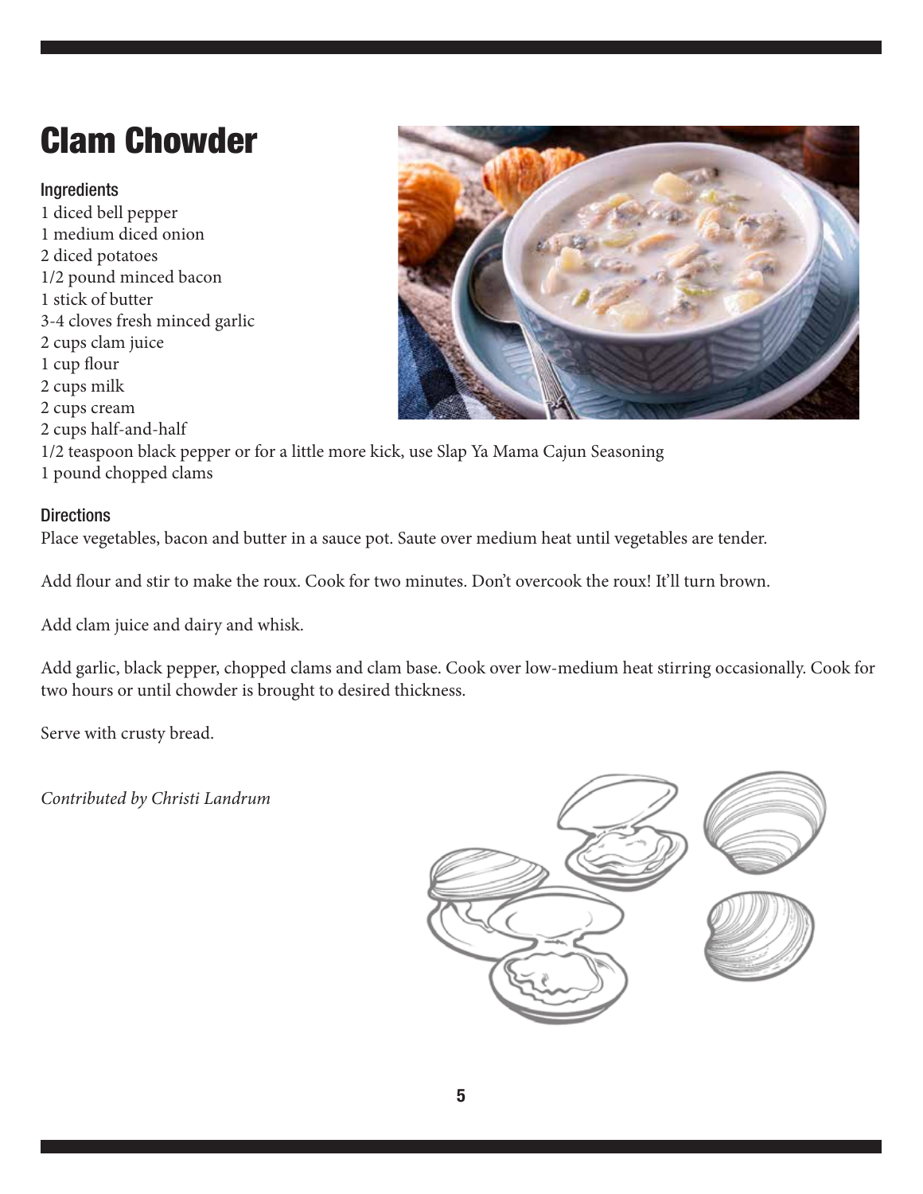# Clam Chowder

### Ingredients

1 diced bell pepper
1 medium diced onion
2 diced potatoes
1/2 pound minced bacon
1 stick of butter
3-4 cloves fresh minced garlic
2 cups clam juice
1 cup flour
2 cups milk
2 cups cream
2 cups half-and-half
1/2 teaspoon black pepper or for a little more kick, use Slap Ya Mama Cajun Seasoning
1 pound chopped clams

### Directions

Place vegetables, bacon and butter in a sauce pot. Saute over medium heat until vegetables are tender.

Add flour and stir to make the roux. Cook for two minutes. Don't overcook the roux! It'll turn brown.

Add clam juice and dairy and whisk.

Add garlic, black pepper, chopped clams and clam base. Cook over low-medium heat stirring occasionally. Cook for two hours or until chowder is brought to desired thickness.

Serve with crusty bread.

*Contributed by Christi Landrum*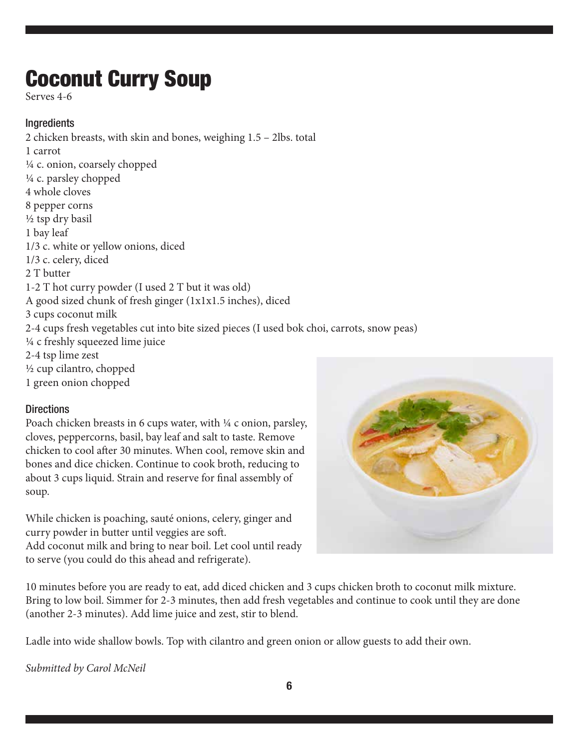# Coconut Curry Soup

Serves 4-6

### Ingredients

2 chicken breasts, with skin and bones, weighing 1.5 – 2lbs. total
1 carrot
¼ c. onion, coarsely chopped
¼ c. parsley chopped
4 whole cloves
8 pepper corns
½ tsp dry basil
1 bay leaf
1/3 c. white or yellow onions, diced
1/3 c. celery, diced
2 T butter
1-2 T hot curry powder (I used 2 T but it was old)
A good sized chunk of fresh ginger (1x1x1.5 inches), diced
3 cups coconut milk
2-4 cups fresh vegetables cut into bite sized pieces (I used bok choi, carrots, snow peas)
¼ c freshly squeezed lime juice
2-4 tsp lime zest
½ cup cilantro, chopped
1 green onion chopped

### Directions

Poach chicken breasts in 6 cups water, with ¼ c onion, parsley, cloves, peppercorns, basil, bay leaf and salt to taste. Remove chicken to cool after 30 minutes. When cool, remove skin and bones and dice chicken. Continue to cook broth, reducing to about 3 cups liquid. Strain and reserve for final assembly of soup.

While chicken is poaching, sauté onions, celery, ginger and curry powder in butter until veggies are soft.
Add coconut milk and bring to near boil. Let cool until ready to serve (you could do this ahead and refrigerate).

10 minutes before you are ready to eat, add diced chicken and 3 cups chicken broth to coconut milk mixture. Bring to low boil. Simmer for 2-3 minutes, then add fresh vegetables and continue to cook until they are done (another 2-3 minutes). Add lime juice and zest, stir to blend.

Ladle into wide shallow bowls. Top with cilantro and green onion or allow guests to add their own.

*Submitted by Carol McNeil*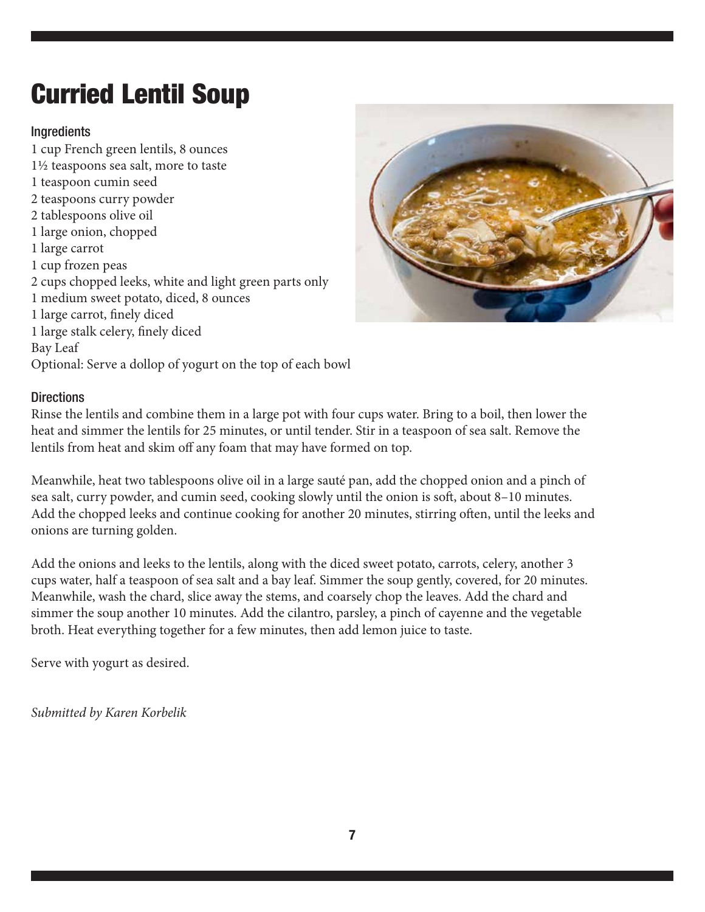# Curried Lentil Soup

### Ingredients

1 cup French green lentils, 8 ounces
1½ teaspoons sea salt, more to taste
1 teaspoon cumin seed
2 teaspoons curry powder
2 tablespoons olive oil
1 large onion, chopped
1 large carrot
1 cup frozen peas
2 cups chopped leeks, white and light green parts only
1 medium sweet potato, diced, 8 ounces
1 large carrot, finely diced
1 large stalk celery, finely diced
Bay Leaf
Optional: Serve a dollop of yogurt on the top of each bowl

### Directions

Rinse the lentils and combine them in a large pot with four cups water. Bring to a boil, then lower the heat and simmer the lentils for 25 minutes, or until tender. Stir in a teaspoon of sea salt. Remove the lentils from heat and skim off any foam that may have formed on top.

Meanwhile, heat two tablespoons olive oil in a large sauté pan, add the chopped onion and a pinch of sea salt, curry powder, and cumin seed, cooking slowly until the onion is soft, about 8–10 minutes. Add the chopped leeks and continue cooking for another 20 minutes, stirring often, until the leeks and onions are turning golden.

Add the onions and leeks to the lentils, along with the diced sweet potato, carrots, celery, another 3 cups water, half a teaspoon of sea salt and a bay leaf. Simmer the soup gently, covered, for 20 minutes. Meanwhile, wash the chard, slice away the stems, and coarsely chop the leaves. Add the chard and simmer the soup another 10 minutes. Add the cilantro, parsley, a pinch of cayenne and the vegetable broth. Heat everything together for a few minutes, then add lemon juice to taste.

Serve with yogurt as desired.

*Submitted by Karen Korbelik*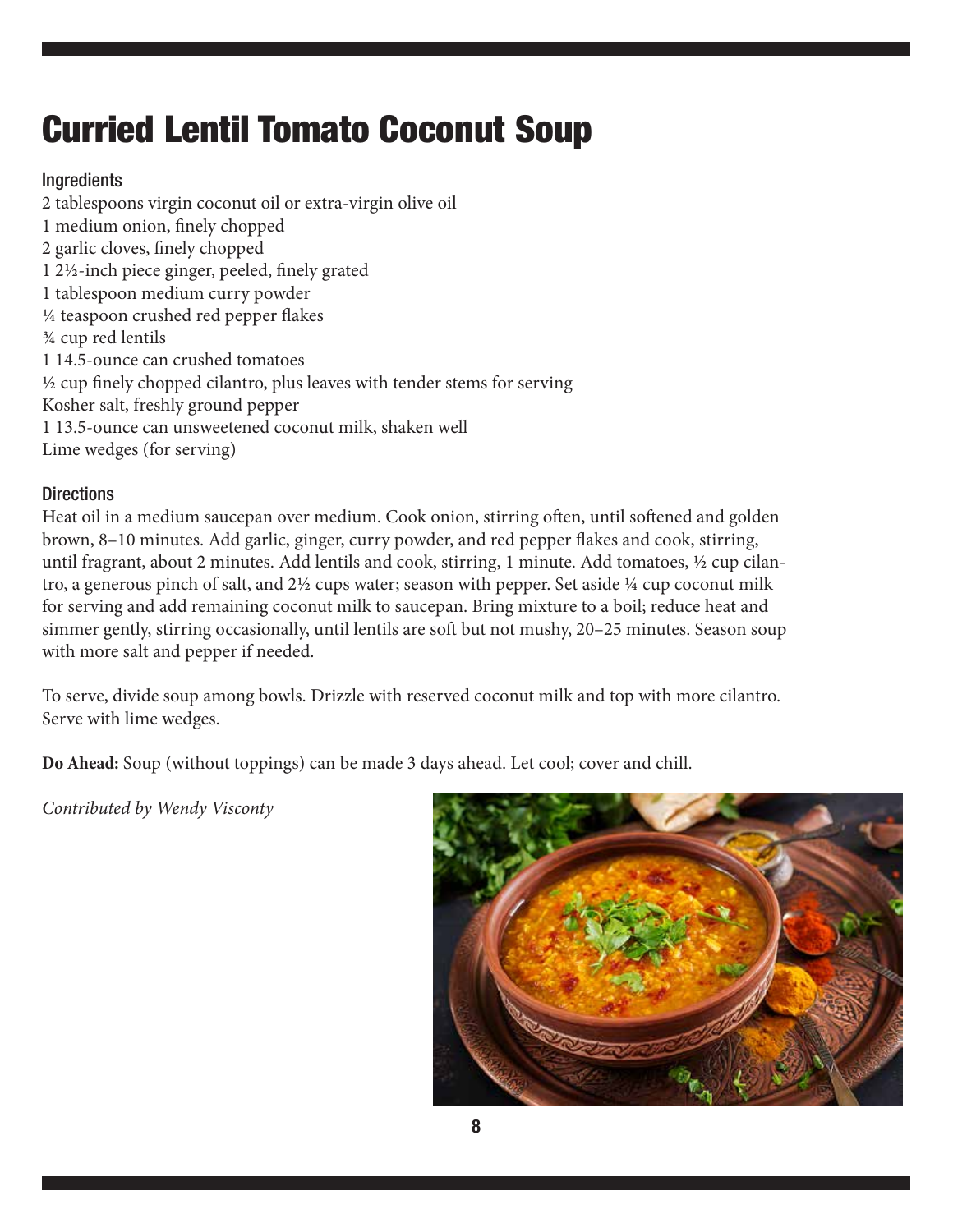# Curried Lentil Tomato Coconut Soup

### Ingredients

2 tablespoons virgin coconut oil or extra-virgin olive oil
1 medium onion, finely chopped
2 garlic cloves, finely chopped
1 2½-inch piece ginger, peeled, finely grated
1 tablespoon medium curry powder
¼ teaspoon crushed red pepper flakes
¾ cup red lentils
1 14.5-ounce can crushed tomatoes
½ cup finely chopped cilantro, plus leaves with tender stems for serving
Kosher salt, freshly ground pepper
1 13.5-ounce can unsweetened coconut milk, shaken well
Lime wedges (for serving)

### Directions

Heat oil in a medium saucepan over medium. Cook onion, stirring often, until softened and golden brown, 8–10 minutes. Add garlic, ginger, curry powder, and red pepper flakes and cook, stirring, until fragrant, about 2 minutes. Add lentils and cook, stirring, 1 minute. Add tomatoes, ½ cup cilantro, a generous pinch of salt, and 2½ cups water; season with pepper. Set aside ¼ cup coconut milk for serving and add remaining coconut milk to saucepan. Bring mixture to a boil; reduce heat and simmer gently, stirring occasionally, until lentils are soft but not mushy, 20–25 minutes. Season soup with more salt and pepper if needed.

To serve, divide soup among bowls. Drizzle with reserved coconut milk and top with more cilantro. Serve with lime wedges.

**Do Ahead:** Soup (without toppings) can be made 3 days ahead. Let cool; cover and chill.

*Contributed by Wendy Visconty*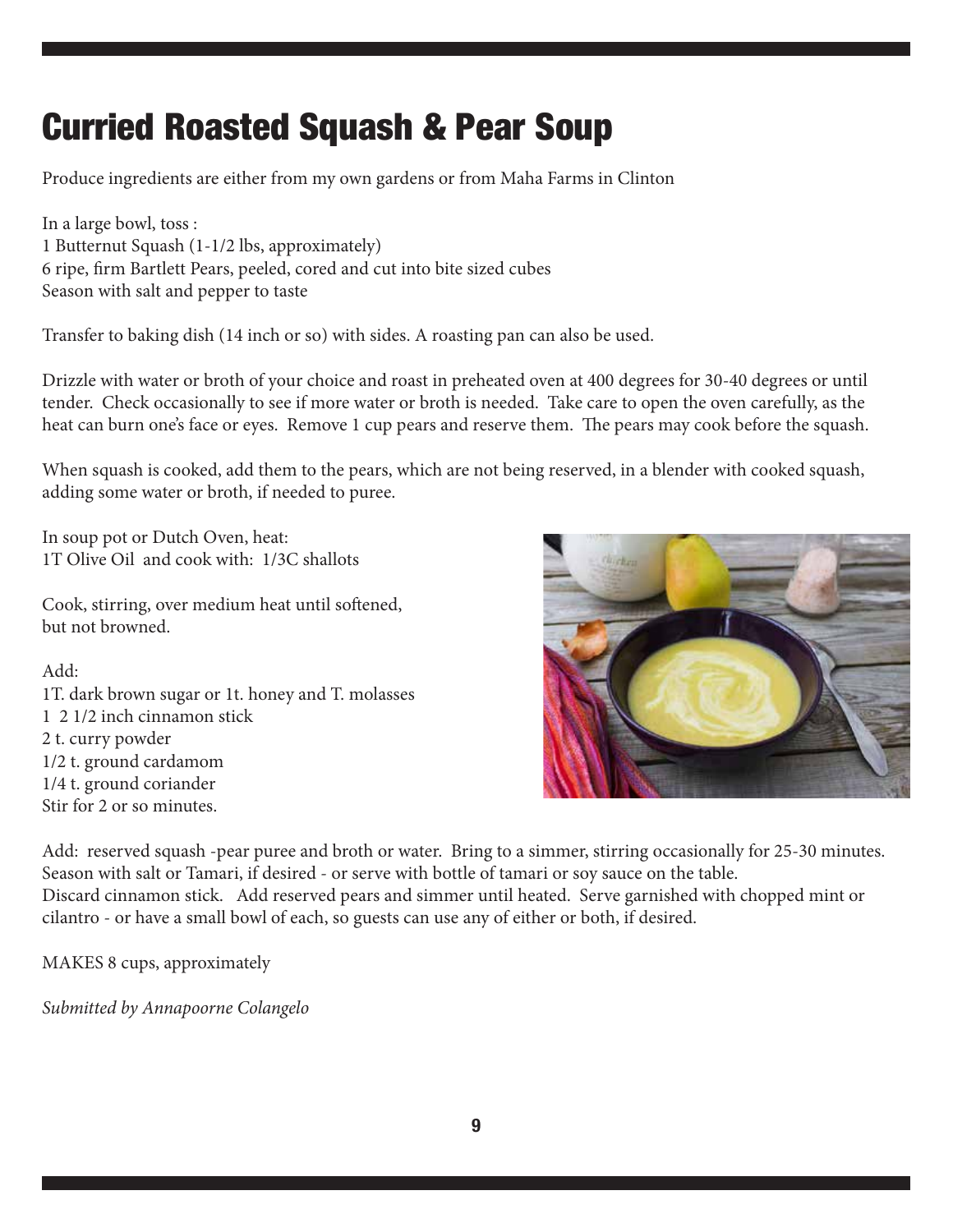# Curried Roasted Squash & Pear Soup

Produce ingredients are either from my own gardens or from Maha Farms in Clinton

In a large bowl, toss :
1 Butternut Squash (1-1/2 lbs, approximately)
6 ripe, firm Bartlett Pears, peeled, cored and cut into bite sized cubes
Season with salt and pepper to taste

Transfer to baking dish (14 inch or so) with sides. A roasting pan can also be used.

Drizzle with water or broth of your choice and roast in preheated oven at 400 degrees for 30-40 degrees or until tender. Check occasionally to see if more water or broth is needed. Take care to open the oven carefully, as the heat can burn one's face or eyes. Remove 1 cup pears and reserve them. The pears may cook before the squash.

When squash is cooked, add them to the pears, which are not being reserved, in a blender with cooked squash, adding some water or broth, if needed to puree.

In soup pot or Dutch Oven, heat:
1T Olive Oil and cook with: 1/3C shallots

Cook, stirring, over medium heat until softened, but not browned.

Add:
1T. dark brown sugar or 1t. honey and T. molasses
1 2 1/2 inch cinnamon stick
2 t. curry powder
1/2 t. ground cardamom
1/4 t. ground coriander
Stir for 2 or so minutes.

Add: reserved squash -pear puree and broth or water. Bring to a simmer, stirring occasionally for 25-30 minutes. Season with salt or Tamari, if desired - or serve with bottle of tamari or soy sauce on the table.
Discard cinnamon stick. Add reserved pears and simmer until heated. Serve garnished with chopped mint or cilantro - or have a small bowl of each, so guests can use any of either or both, if desired.

MAKES 8 cups, approximately

*Submitted by Annapoorne Colangelo*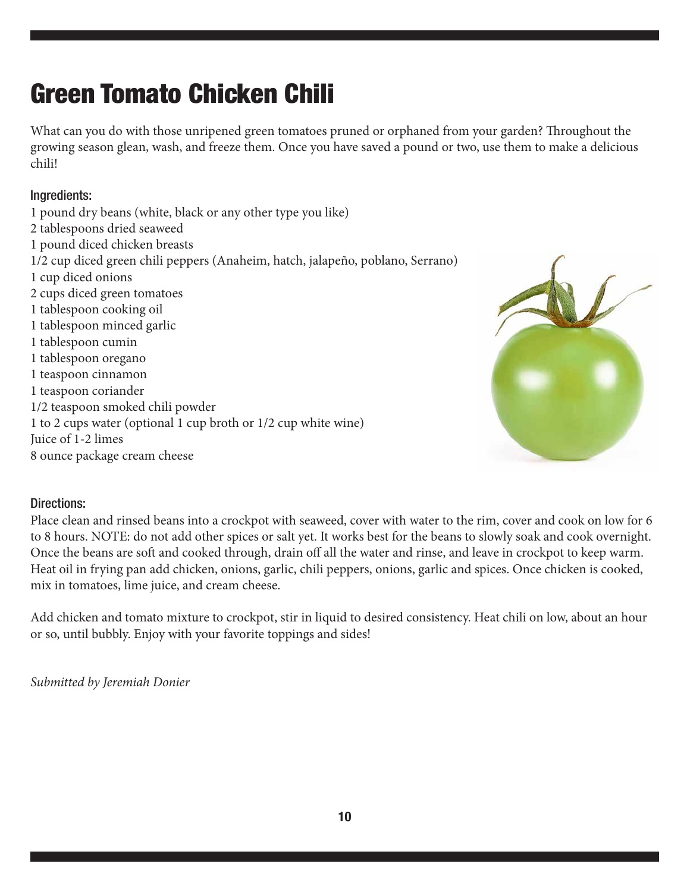# Green Tomato Chicken Chili

What can you do with those unripened green tomatoes pruned or orphaned from your garden? Throughout the growing season glean, wash, and freeze them. Once you have saved a pound or two, use them to make a delicious chili!

### Ingredients:

1 pound dry beans (white, black or any other type you like)
2 tablespoons dried seaweed
1 pound diced chicken breasts
1/2 cup diced green chili peppers (Anaheim, hatch, jalapeño, poblano, Serrano)
1 cup diced onions
2 cups diced green tomatoes
1 tablespoon cooking oil
1 tablespoon minced garlic
1 tablespoon cumin
1 tablespoon oregano
1 teaspoon cinnamon
1 teaspoon coriander
1/2 teaspoon smoked chili powder
1 to 2 cups water (optional 1 cup broth or 1/2 cup white wine)
Juice of 1-2 limes
8 ounce package cream cheese

### Directions:

Place clean and rinsed beans into a crockpot with seaweed, cover with water to the rim, cover and cook on low for 6 to 8 hours. NOTE: do not add other spices or salt yet. It works best for the beans to slowly soak and cook overnight. Once the beans are soft and cooked through, drain off all the water and rinse, and leave in crockpot to keep warm. Heat oil in frying pan add chicken, onions, garlic, chili peppers, onions, garlic and spices. Once chicken is cooked, mix in tomatoes, lime juice, and cream cheese.

Add chicken and tomato mixture to crockpot, stir in liquid to desired consistency. Heat chili on low, about an hour or so, until bubbly. Enjoy with your favorite toppings and sides!

*Submitted by Jeremiah Donier*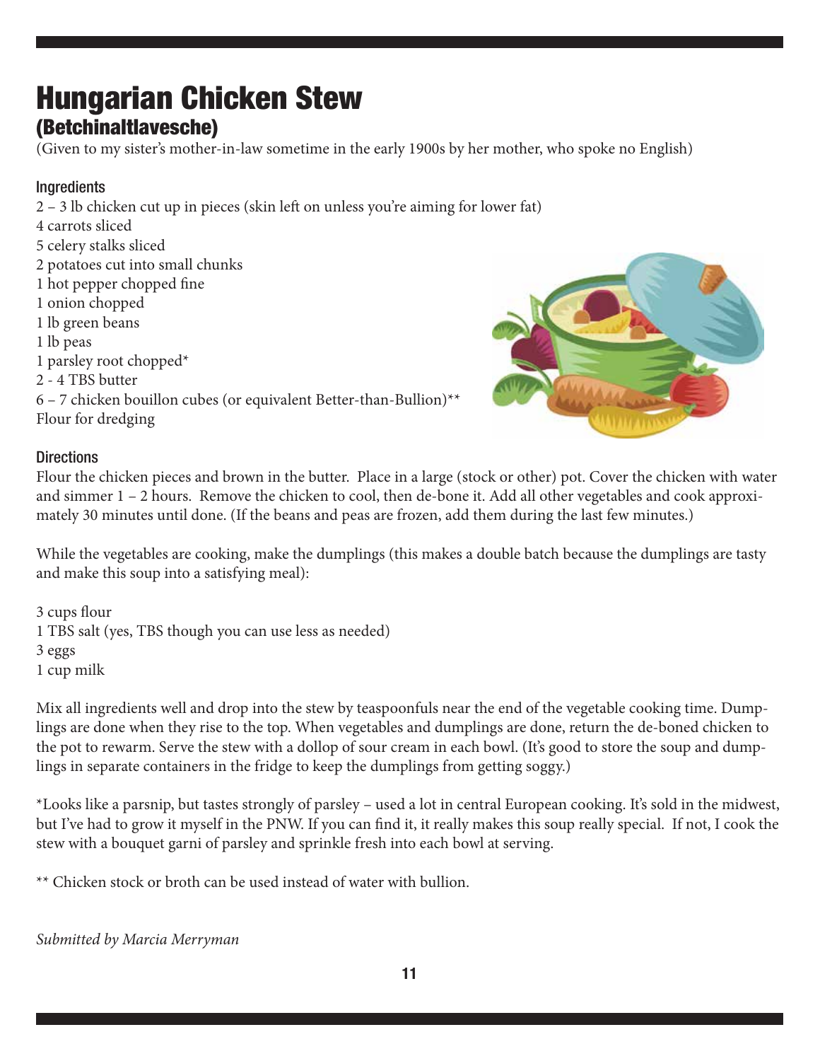# Hungarian Chicken Stew

## (Betchinaltlavesche)

(Given to my sister's mother-in-law sometime in the early 1900s by her mother, who spoke no English)

### Ingredients

2 – 3 lb chicken cut up in pieces (skin left on unless you're aiming for lower fat)
4 carrots sliced
5 celery stalks sliced
2 potatoes cut into small chunks
1 hot pepper chopped fine
1 onion chopped
1 lb green beans
1 lb peas
1 parsley root chopped*
2 - 4 TBS butter
6 – 7 chicken bouillon cubes (or equivalent Better-than-Bullion)**
Flour for dredging

### Directions

Flour the chicken pieces and brown in the butter. Place in a large (stock or other) pot. Cover the chicken with water and simmer 1 – 2 hours. Remove the chicken to cool, then de-bone it. Add all other vegetables and cook approximately 30 minutes until done. (If the beans and peas are frozen, add them during the last few minutes.)

While the vegetables are cooking, make the dumplings (this makes a double batch because the dumplings are tasty and make this soup into a satisfying meal):

3 cups flour
1 TBS salt (yes, TBS though you can use less as needed)
3 eggs
1 cup milk

Mix all ingredients well and drop into the stew by teaspoonfuls near the end of the vegetable cooking time. Dumplings are done when they rise to the top. When vegetables and dumplings are done, return the de-boned chicken to the pot to rewarm. Serve the stew with a dollop of sour cream in each bowl. (It's good to store the soup and dumplings in separate containers in the fridge to keep the dumplings from getting soggy.)

*Looks like a parsnip, but tastes strongly of parsley – used a lot in central European cooking. It's sold in the midwest, but I've had to grow it myself in the PNW. If you can find it, it really makes this soup really special. If not, I cook the stew with a bouquet garni of parsley and sprinkle fresh into each bowl at serving.

** Chicken stock or broth can be used instead of water with bullion.

*Submitted by Marcia Merryman*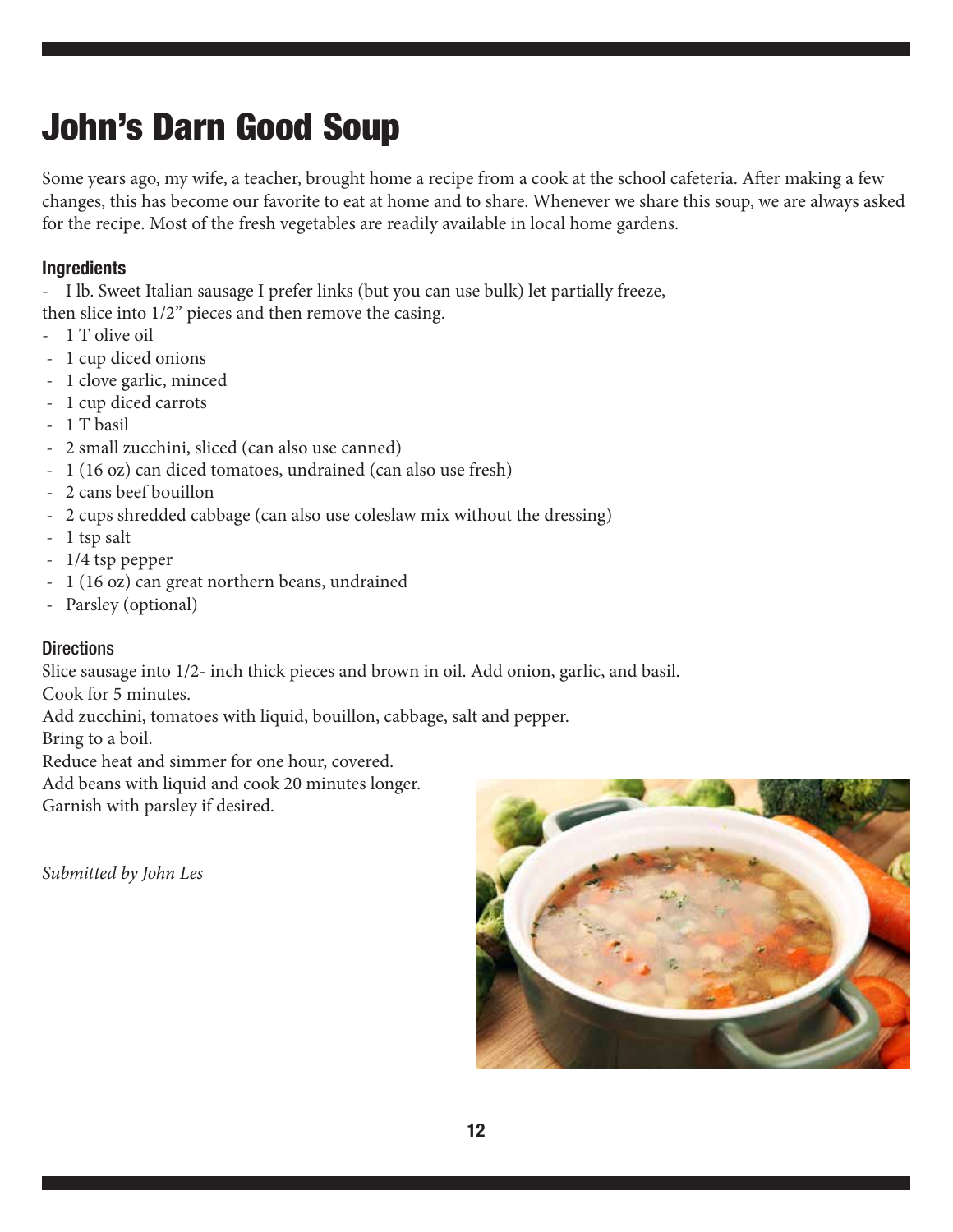# John's Darn Good Soup

Some years ago, my wife, a teacher, brought home a recipe from a cook at the school cafeteria. After making a few changes, this has become our favorite to eat at home and to share. Whenever we share this soup, we are always asked for the recipe. Most of the fresh vegetables are readily available in local home gardens.

### Ingredients

- I lb. Sweet Italian sausage I prefer links (but you can use bulk) let partially freeze, then slice into 1/2" pieces and then remove the casing.
- 1 T olive oil
- 1 cup diced onions
- 1 clove garlic, minced
- 1 cup diced carrots
- 1 T basil
- 2 small zucchini, sliced (can also use canned)
- 1 (16 oz) can diced tomatoes, undrained (can also use fresh)
- 2 cans beef bouillon
- 2 cups shredded cabbage (can also use coleslaw mix without the dressing)
- 1 tsp salt
- 1/4 tsp pepper
- 1 (16 oz) can great northern beans, undrained
- Parsley (optional)

### Directions

Slice sausage into 1/2- inch thick pieces and brown in oil. Add onion, garlic, and basil.
Cook for 5 minutes.
Add zucchini, tomatoes with liquid, bouillon, cabbage, salt and pepper.
Bring to a boil.
Reduce heat and simmer for one hour, covered.
Add beans with liquid and cook 20 minutes longer.
Garnish with parsley if desired.

*Submitted by John Les*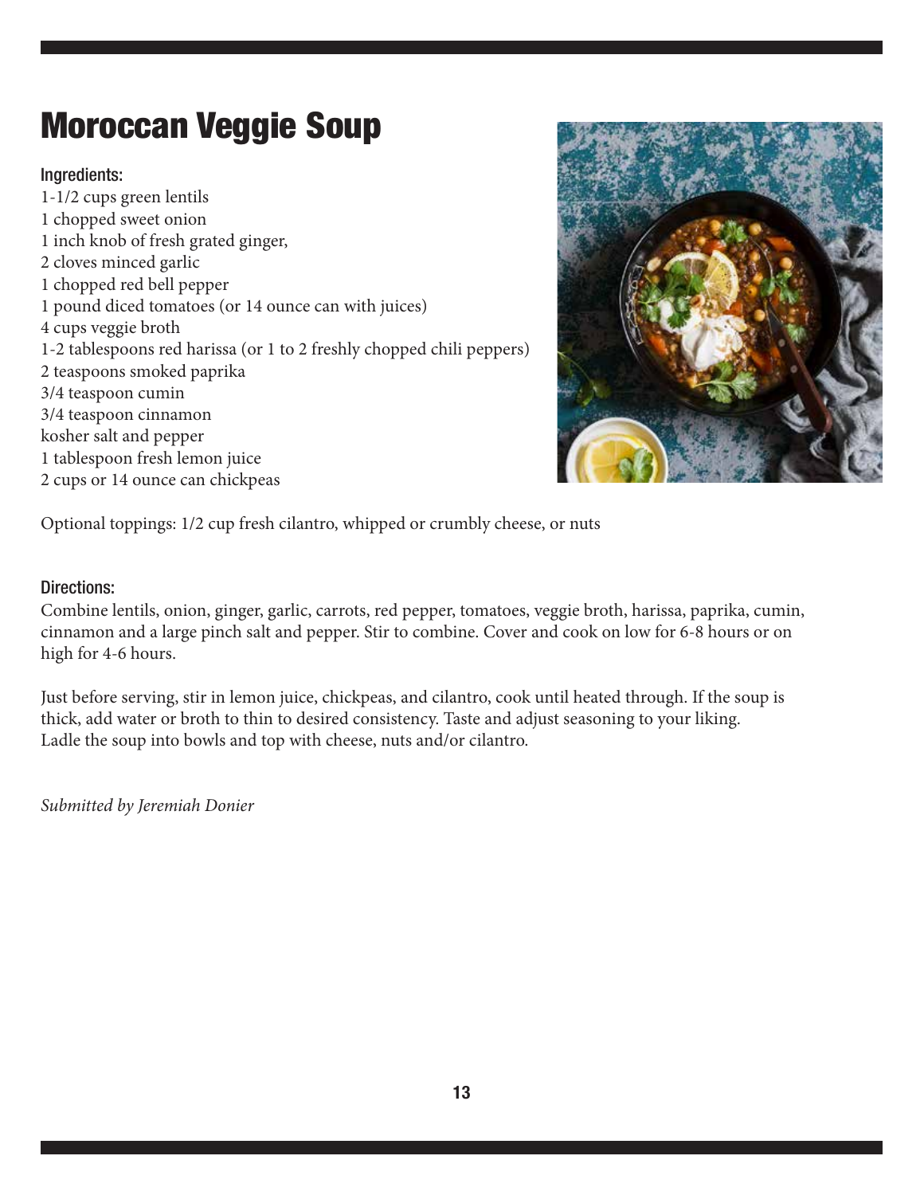# Moroccan Veggie Soup

### Ingredients:

1-1/2 cups green lentils
1 chopped sweet onion
1 inch knob of fresh grated ginger,
2 cloves minced garlic
1 chopped red bell pepper
1 pound diced tomatoes (or 14 ounce can with juices)
4 cups veggie broth
1-2 tablespoons red harissa (or 1 to 2 freshly chopped chili peppers)
2 teaspoons smoked paprika
3/4 teaspoon cumin
3/4 teaspoon cinnamon
kosher salt and pepper
1 tablespoon fresh lemon juice
2 cups or 14 ounce can chickpeas

Optional toppings: 1/2 cup fresh cilantro, whipped or crumbly cheese, or nuts

### Directions:

Combine lentils, onion, ginger, garlic, carrots, red pepper, tomatoes, veggie broth, harissa, paprika, cumin, cinnamon and a large pinch salt and pepper. Stir to combine. Cover and cook on low for 6-8 hours or on high for 4-6 hours.

Just before serving, stir in lemon juice, chickpeas, and cilantro, cook until heated through. If the soup is thick, add water or broth to thin to desired consistency. Taste and adjust seasoning to your liking. Ladle the soup into bowls and top with cheese, nuts and/or cilantro.

*Submitted by Jeremiah Donier*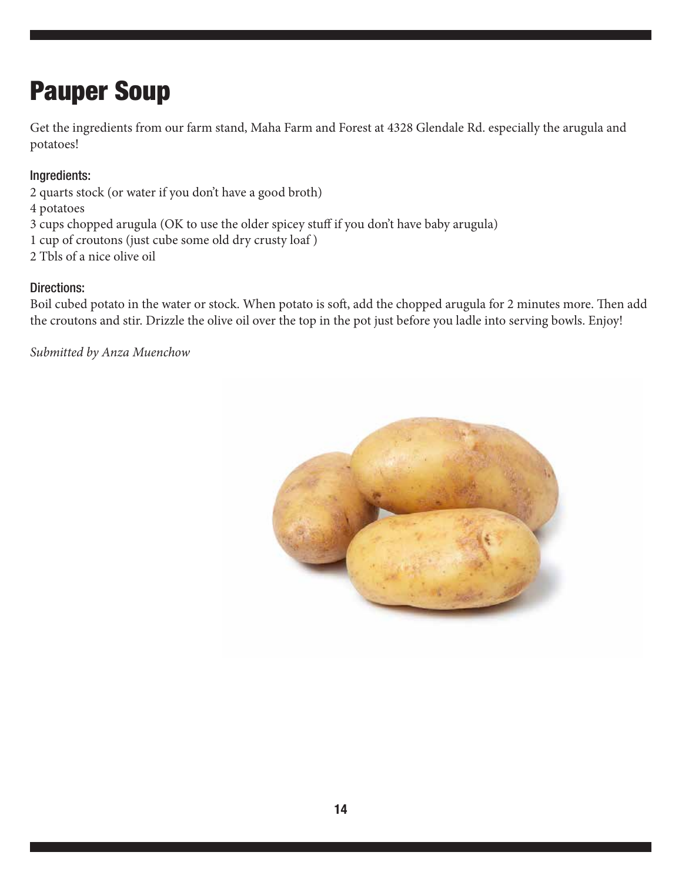# Pauper Soup

Get the ingredients from our farm stand, Maha Farm and Forest at 4328 Glendale Rd. especially the arugula and potatoes!

### Ingredients:

2 quarts stock (or water if you don't have a good broth)
4 potatoes
3 cups chopped arugula (OK to use the older spicey stuff if you don't have baby arugula)
1 cup of croutons (just cube some old dry crusty loaf )
2 Tbls of a nice olive oil

### Directions:

Boil cubed potato in the water or stock. When potato is soft, add the chopped arugula for 2 minutes more. Then add the croutons and stir. Drizzle the olive oil over the top in the pot just before you ladle into serving bowls. Enjoy!

*Submitted by Anza Muenchow*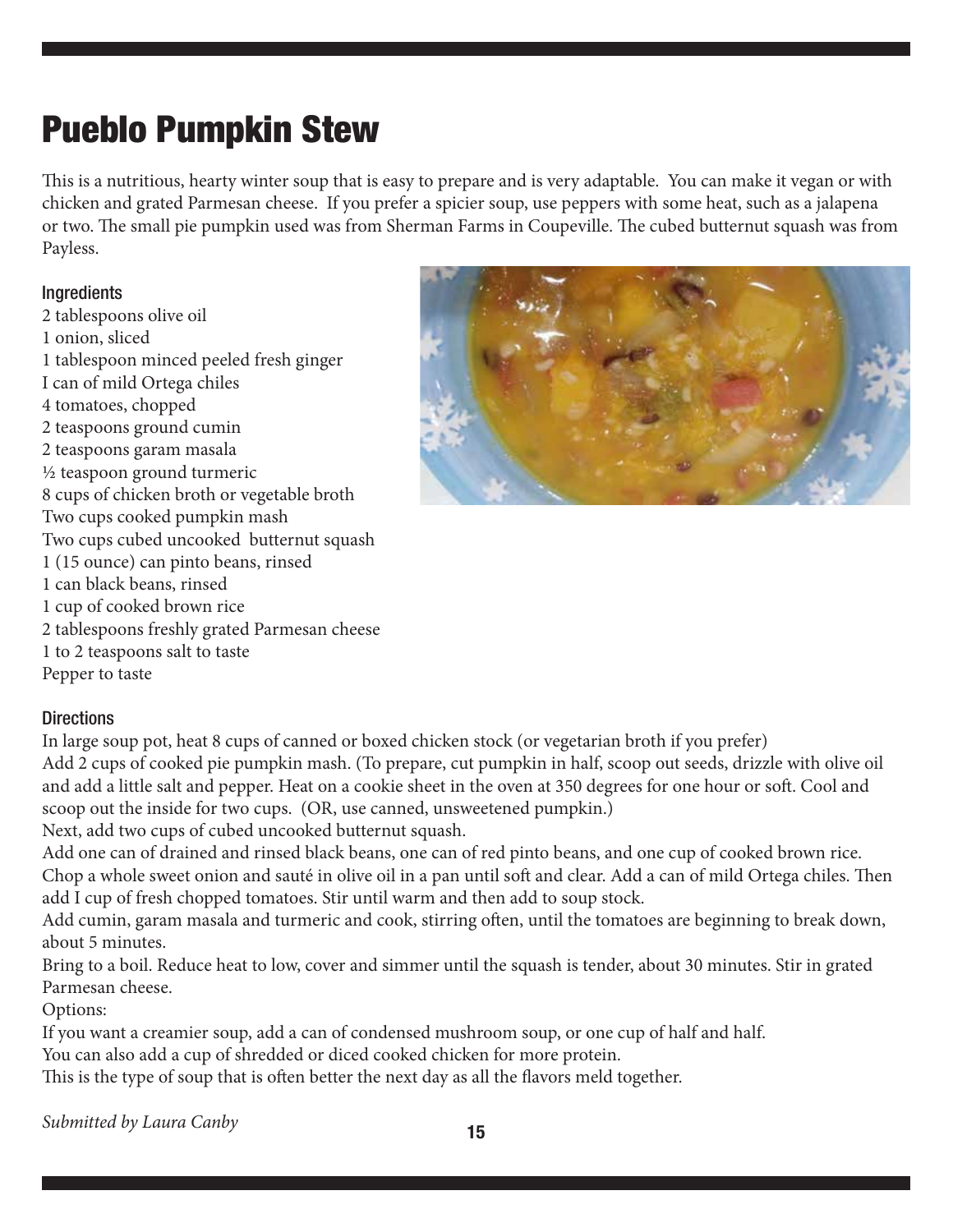# Pueblo Pumpkin Stew

This is a nutritious, hearty winter soup that is easy to prepare and is very adaptable. You can make it vegan or with chicken and grated Parmesan cheese. If you prefer a spicier soup, use peppers with some heat, such as a jalapena or two. The small pie pumpkin used was from Sherman Farms in Coupeville. The cubed butternut squash was from Payless.

### Ingredients

2 tablespoons olive oil
1 onion, sliced
1 tablespoon minced peeled fresh ginger
I can of mild Ortega chiles
4 tomatoes, chopped
2 teaspoons ground cumin
2 teaspoons garam masala
½ teaspoon ground turmeric
8 cups of chicken broth or vegetable broth
Two cups cooked pumpkin mash
Two cups cubed uncooked butternut squash
1 (15 ounce) can pinto beans, rinsed
1 can black beans, rinsed
1 cup of cooked brown rice
2 tablespoons freshly grated Parmesan cheese
1 to 2 teaspoons salt to taste
Pepper to taste

### Directions

In large soup pot, heat 8 cups of canned or boxed chicken stock (or vegetarian broth if you prefer)
Add 2 cups of cooked pie pumpkin mash. (To prepare, cut pumpkin in half, scoop out seeds, drizzle with olive oil and add a little salt and pepper. Heat on a cookie sheet in the oven at 350 degrees for one hour or soft. Cool and scoop out the inside for two cups. (OR, use canned, unsweetened pumpkin.)
Next, add two cups of cubed uncooked butternut squash.
Add one can of drained and rinsed black beans, one can of red pinto beans, and one cup of cooked brown rice.
Chop a whole sweet onion and sauté in olive oil in a pan until soft and clear. Add a can of mild Ortega chiles. Then add I cup of fresh chopped tomatoes. Stir until warm and then add to soup stock.
Add cumin, garam masala and turmeric and cook, stirring often, until the tomatoes are beginning to break down, about 5 minutes.
Bring to a boil. Reduce heat to low, cover and simmer until the squash is tender, about 30 minutes. Stir in grated Parmesan cheese.
Options:
If you want a creamier soup, add a can of condensed mushroom soup, or one cup of half and half.
You can also add a cup of shredded or diced cooked chicken for more protein.
This is the type of soup that is often better the next day as all the flavors meld together.

*Submitted by Laura Canby*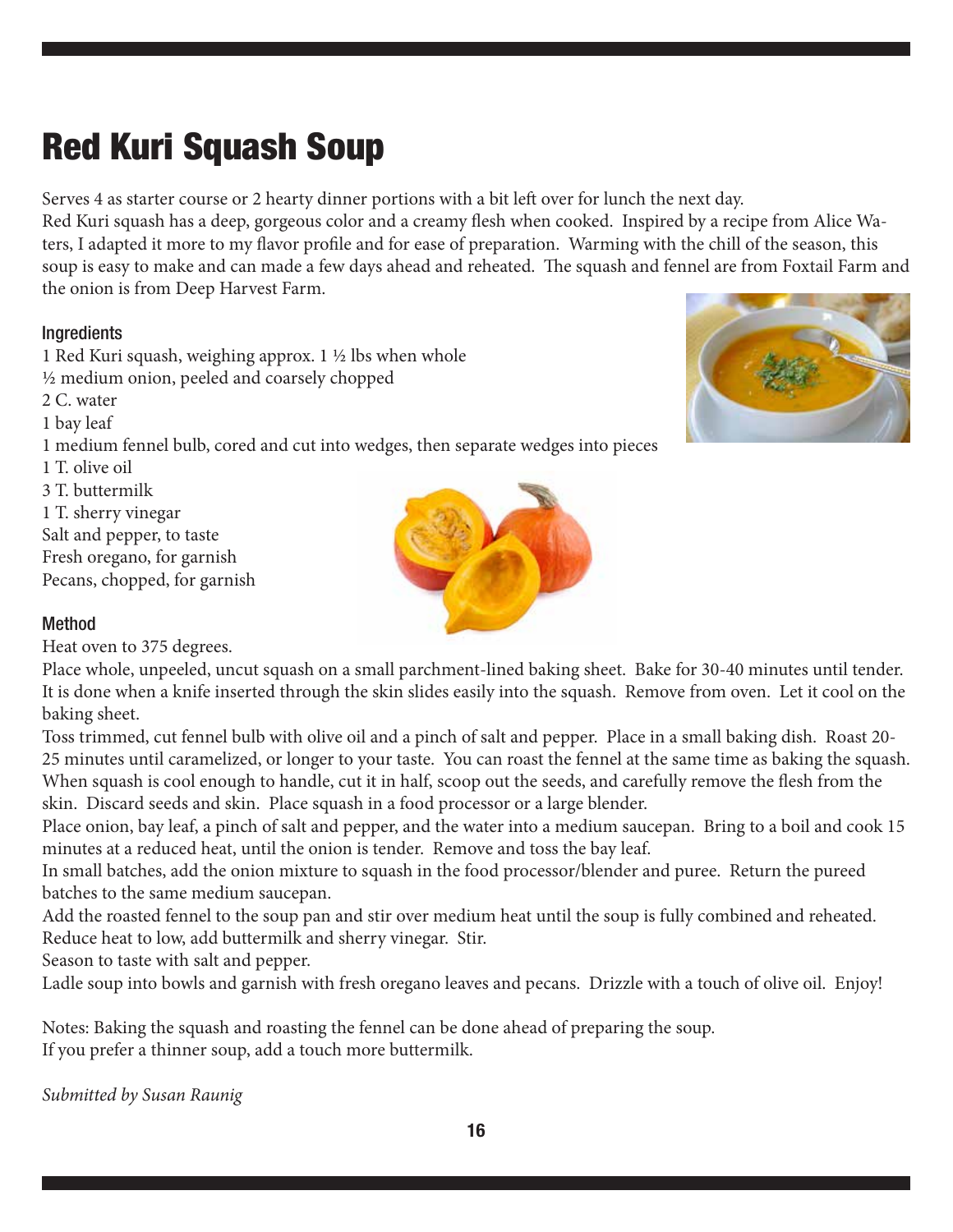# Red Kuri Squash Soup

Serves 4 as starter course or 2 hearty dinner portions with a bit left over for lunch the next day.
Red Kuri squash has a deep, gorgeous color and a creamy flesh when cooked. Inspired by a recipe from Alice Waters, I adapted it more to my flavor profile and for ease of preparation. Warming with the chill of the season, this soup is easy to make and can made a few days ahead and reheated. The squash and fennel are from Foxtail Farm and the onion is from Deep Harvest Farm.

### Ingredients

1 Red Kuri squash, weighing approx. 1 ½ lbs when whole
½ medium onion, peeled and coarsely chopped
2 C. water
1 bay leaf
1 medium fennel bulb, cored and cut into wedges, then separate wedges into pieces
1 T. olive oil
3 T. buttermilk
1 T. sherry vinegar
Salt and pepper, to taste
Fresh oregano, for garnish
Pecans, chopped, for garnish

### Method

Heat oven to 375 degrees.
Place whole, unpeeled, uncut squash on a small parchment-lined baking sheet. Bake for 30-40 minutes until tender. It is done when a knife inserted through the skin slides easily into the squash. Remove from oven. Let it cool on the baking sheet.
Toss trimmed, cut fennel bulb with olive oil and a pinch of salt and pepper. Place in a small baking dish. Roast 20-25 minutes until caramelized, or longer to your taste. You can roast the fennel at the same time as baking the squash.
When squash is cool enough to handle, cut it in half, scoop out the seeds, and carefully remove the flesh from the skin. Discard seeds and skin. Place squash in a food processor or a large blender.
Place onion, bay leaf, a pinch of salt and pepper, and the water into a medium saucepan. Bring to a boil and cook 15 minutes at a reduced heat, until the onion is tender. Remove and toss the bay leaf.
In small batches, add the onion mixture to squash in the food processor/blender and puree. Return the pureed batches to the same medium saucepan.
Add the roasted fennel to the soup pan and stir over medium heat until the soup is fully combined and reheated.
Reduce heat to low, add buttermilk and sherry vinegar. Stir.
Season to taste with salt and pepper.
Ladle soup into bowls and garnish with fresh oregano leaves and pecans. Drizzle with a touch of olive oil. Enjoy!

Notes: Baking the squash and roasting the fennel can be done ahead of preparing the soup.
If you prefer a thinner soup, add a touch more buttermilk.

*Submitted by Susan Raunig*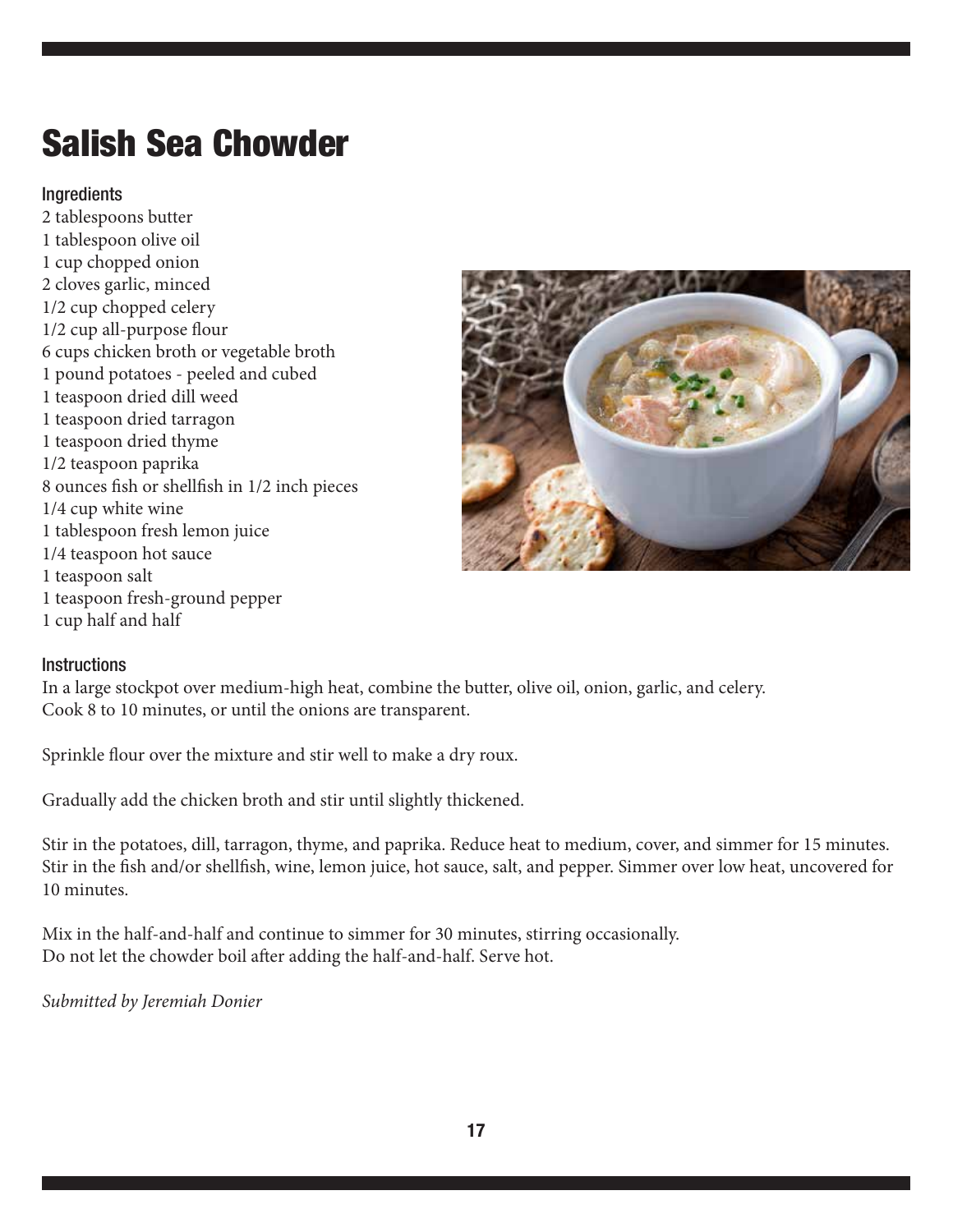# Salish Sea Chowder

### Ingredients

2 tablespoons butter
1 tablespoon olive oil
1 cup chopped onion
2 cloves garlic, minced
1/2 cup chopped celery
1/2 cup all-purpose flour
6 cups chicken broth or vegetable broth
1 pound potatoes - peeled and cubed
1 teaspoon dried dill weed
1 teaspoon dried tarragon
1 teaspoon dried thyme
1/2 teaspoon paprika
8 ounces fish or shellfish in 1/2 inch pieces
1/4 cup white wine
1 tablespoon fresh lemon juice
1/4 teaspoon hot sauce
1 teaspoon salt
1 teaspoon fresh-ground pepper
1 cup half and half

### Instructions

In a large stockpot over medium-high heat, combine the butter, olive oil, onion, garlic, and celery.
Cook 8 to 10 minutes, or until the onions are transparent.

Sprinkle flour over the mixture and stir well to make a dry roux.

Gradually add the chicken broth and stir until slightly thickened.

Stir in the potatoes, dill, tarragon, thyme, and paprika. Reduce heat to medium, cover, and simmer for 15 minutes.
Stir in the fish and/or shellfish, wine, lemon juice, hot sauce, salt, and pepper. Simmer over low heat, uncovered for 10 minutes.

Mix in the half-and-half and continue to simmer for 30 minutes, stirring occasionally.
Do not let the chowder boil after adding the half-and-half. Serve hot.

*Submitted by Jeremiah Donier*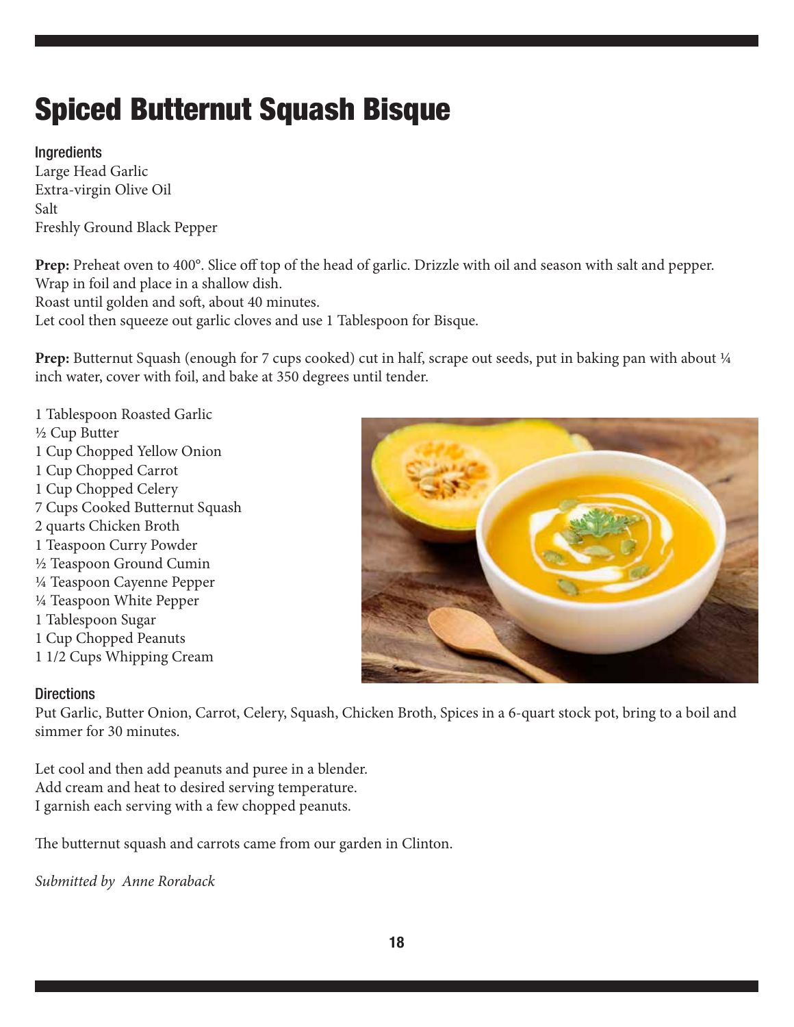# Spiced Butternut Squash Bisque

### Ingredients

Large Head Garlic
Extra-virgin Olive Oil
Salt
Freshly Ground Black Pepper

**Prep:** Preheat oven to 400°. Slice off top of the head of garlic. Drizzle with oil and season with salt and pepper. Wrap in foil and place in a shallow dish.
Roast until golden and soft, about 40 minutes.
Let cool then squeeze out garlic cloves and use 1 Tablespoon for Bisque.

**Prep:** Butternut Squash (enough for 7 cups cooked) cut in half, scrape out seeds, put in baking pan with about ¼ inch water, cover with foil, and bake at 350 degrees until tender.

1 Tablespoon Roasted Garlic
½ Cup Butter
1 Cup Chopped Yellow Onion
1 Cup Chopped Carrot
1 Cup Chopped Celery
7 Cups Cooked Butternut Squash
2 quarts Chicken Broth
1 Teaspoon Curry Powder
½ Teaspoon Ground Cumin
¼ Teaspoon Cayenne Pepper
¼ Teaspoon White Pepper
1 Tablespoon Sugar
1 Cup Chopped Peanuts
1 1/2 Cups Whipping Cream

### Directions

Put Garlic, Butter Onion, Carrot, Celery, Squash, Chicken Broth, Spices in a 6-quart stock pot, bring to a boil and simmer for 30 minutes.

Let cool and then add peanuts and puree in a blender.
Add cream and heat to desired serving temperature.
I garnish each serving with a few chopped peanuts.

The butternut squash and carrots came from our garden in Clinton.

*Submitted by Anne Roraback*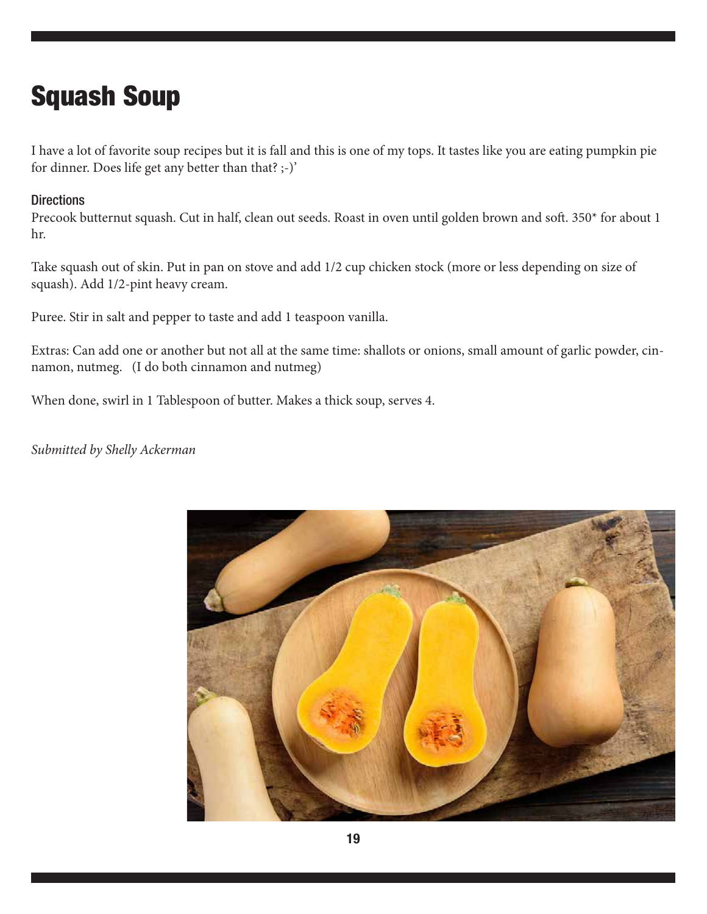# Squash Soup

I have a lot of favorite soup recipes but it is fall and this is one of my tops. It tastes like you are eating pumpkin pie for dinner. Does life get any better than that? ;-)'

### Directions

Precook butternut squash. Cut in half, clean out seeds. Roast in oven until golden brown and soft. 350* for about 1 hr.

Take squash out of skin. Put in pan on stove and add 1/2 cup chicken stock (more or less depending on size of squash). Add 1/2-pint heavy cream.

Puree. Stir in salt and pepper to taste and add 1 teaspoon vanilla.

Extras: Can add one or another but not all at the same time: shallots or onions, small amount of garlic powder, cinnamon, nutmeg. (I do both cinnamon and nutmeg)

When done, swirl in 1 Tablespoon of butter. Makes a thick soup, serves 4.

*Submitted by Shelly Ackerman*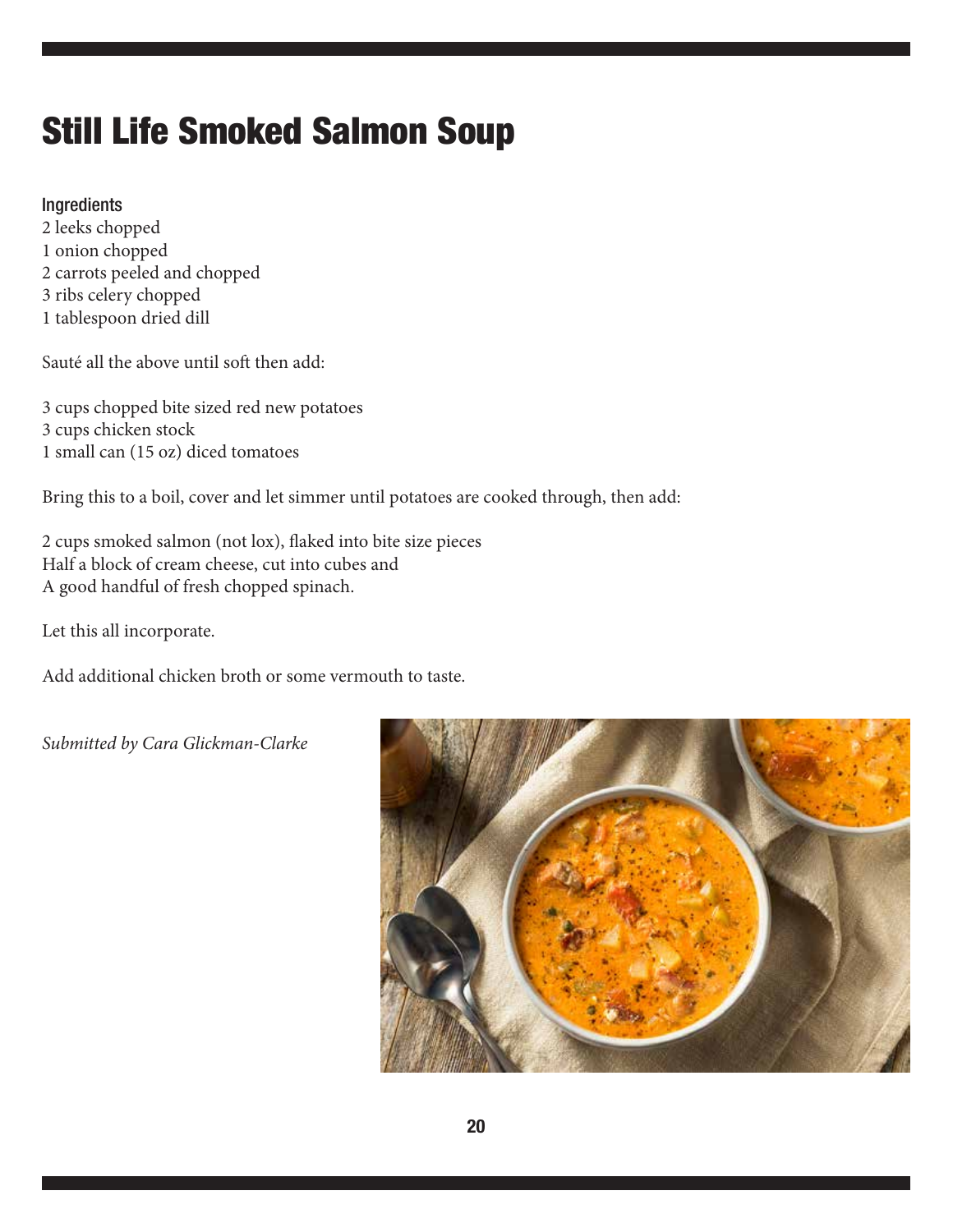# Still Life Smoked Salmon Soup

### Ingredients

2 leeks chopped
1 onion chopped
2 carrots peeled and chopped
3 ribs celery chopped
1 tablespoon dried dill

Sauté all the above until soft then add:

3 cups chopped bite sized red new potatoes
3 cups chicken stock
1 small can (15 oz) diced tomatoes

Bring this to a boil, cover and let simmer until potatoes are cooked through, then add:

2 cups smoked salmon (not lox), flaked into bite size pieces
Half a block of cream cheese, cut into cubes and
A good handful of fresh chopped spinach.

Let this all incorporate.

Add additional chicken broth or some vermouth to taste.

*Submitted by Cara Glickman-Clarke*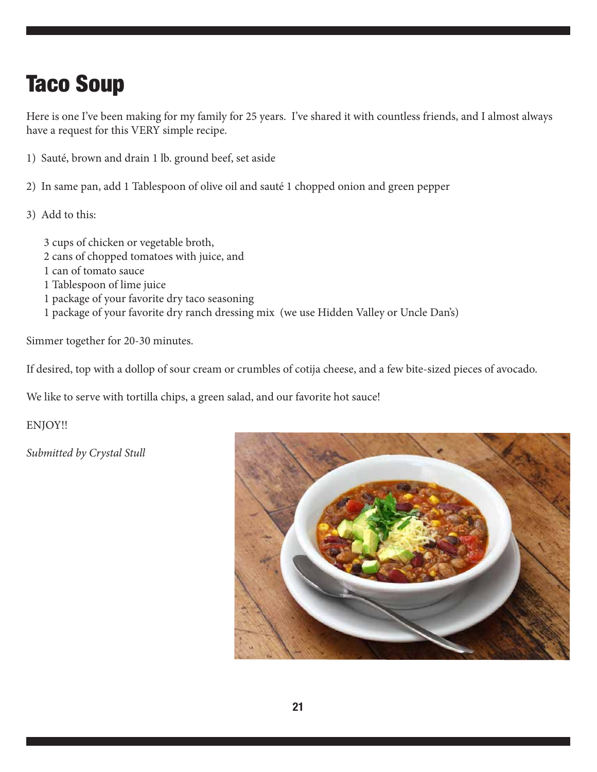# Taco Soup

Here is one I've been making for my family for 25 years. I've shared it with countless friends, and I almost always have a request for this VERY simple recipe.

1) Sauté, brown and drain 1 lb. ground beef, set aside

2) In same pan, add 1 Tablespoon of olive oil and sauté 1 chopped onion and green pepper

3) Add to this:

  3 cups of chicken or vegetable broth,
  2 cans of chopped tomatoes with juice, and
  1 can of tomato sauce
  1 Tablespoon of lime juice
  1 package of your favorite dry taco seasoning
  1 package of your favorite dry ranch dressing mix (we use Hidden Valley or Uncle Dan's)

Simmer together for 20-30 minutes.

If desired, top with a dollop of sour cream or crumbles of cotija cheese, and a few bite-sized pieces of avocado.

We like to serve with tortilla chips, a green salad, and our favorite hot sauce!

ENJOY!!

*Submitted by Crystal Stull*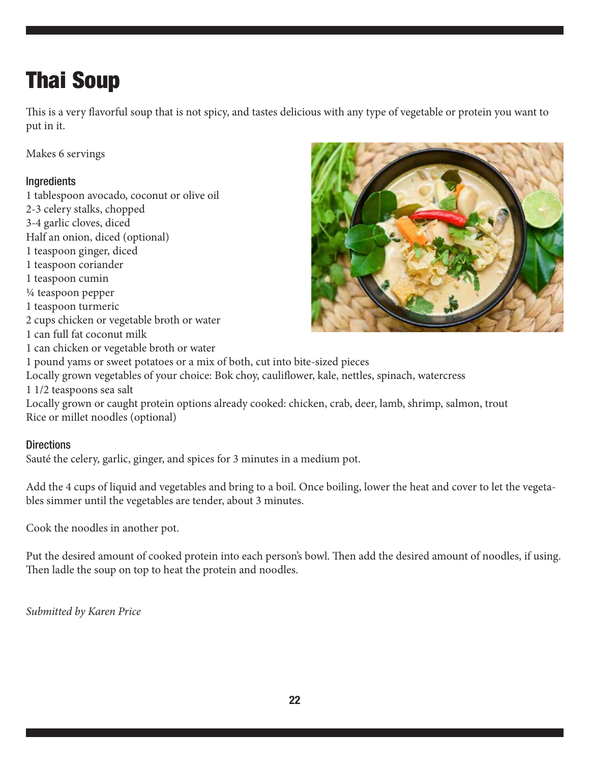# Thai Soup

This is a very flavorful soup that is not spicy, and tastes delicious with any type of vegetable or protein you want to put in it.

Makes 6 servings

### Ingredients

1 tablespoon avocado, coconut or olive oil
2-3 celery stalks, chopped
3-4 garlic cloves, diced
Half an onion, diced (optional)
1 teaspoon ginger, diced
1 teaspoon coriander
1 teaspoon cumin
¼ teaspoon pepper
1 teaspoon turmeric
2 cups chicken or vegetable broth or water
1 can full fat coconut milk
1 can chicken or vegetable broth or water
1 pound yams or sweet potatoes or a mix of both, cut into bite-sized pieces
Locally grown vegetables of your choice: Bok choy, cauliflower, kale, nettles, spinach, watercress
1 1/2 teaspoons sea salt
Locally grown or caught protein options already cooked: chicken, crab, deer, lamb, shrimp, salmon, trout
Rice or millet noodles (optional)

### Directions

Sauté the celery, garlic, ginger, and spices for 3 minutes in a medium pot.

Add the 4 cups of liquid and vegetables and bring to a boil. Once boiling, lower the heat and cover to let the vegetables simmer until the vegetables are tender, about 3 minutes.

Cook the noodles in another pot.

Put the desired amount of cooked protein into each person's bowl. Then add the desired amount of noodles, if using. Then ladle the soup on top to heat the protein and noodles.

*Submitted by Karen Price*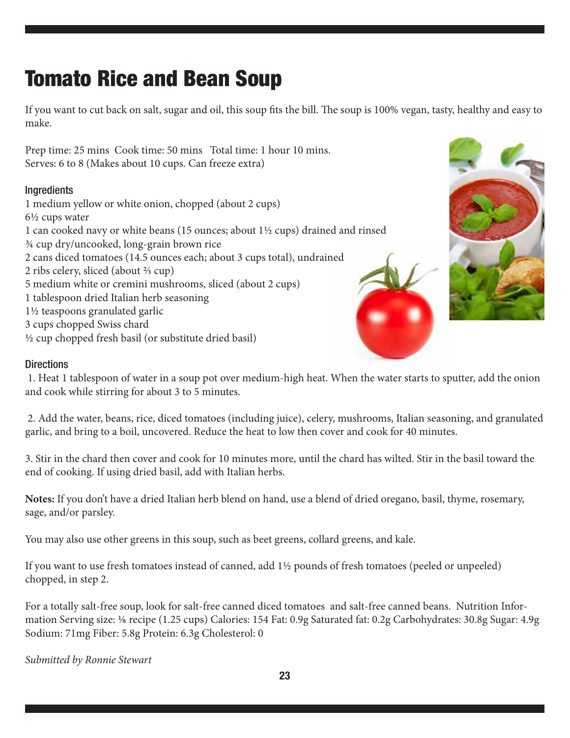# Tomato Rice and Bean Soup

If you want to cut back on salt, sugar and oil, this soup fits the bill. The soup is 100% vegan, tasty, healthy and easy to make.

Prep time: 25 mins Cook time: 50 mins Total time: 1 hour 10 mins.
Serves: 6 to 8 (Makes about 10 cups. Can freeze extra)

### Ingredients

1 medium yellow or white onion, chopped (about 2 cups)
6½ cups water
1 can cooked navy or white beans (15 ounces; about 1½ cups) drained and rinsed
¾ cup dry/uncooked, long-grain brown rice
2 cans diced tomatoes (14.5 ounces each; about 3 cups total), undrained
2 ribs celery, sliced (about ⅔ cup)
5 medium white or cremini mushrooms, sliced (about 2 cups)
1 tablespoon dried Italian herb seasoning
1½ teaspoons granulated garlic
3 cups chopped Swiss chard
½ cup chopped fresh basil (or substitute dried basil)

### Directions

1. Heat 1 tablespoon of water in a soup pot over medium-high heat. When the water starts to sputter, add the onion and cook while stirring for about 3 to 5 minutes.

2. Add the water, beans, rice, diced tomatoes (including juice), celery, mushrooms, Italian seasoning, and granulated garlic, and bring to a boil, uncovered. Reduce the heat to low then cover and cook for 40 minutes.

3. Stir in the chard then cover and cook for 10 minutes more, until the chard has wilted. Stir in the basil toward the end of cooking. If using dried basil, add with Italian herbs.

**Notes:** If you don't have a dried Italian herb blend on hand, use a blend of dried oregano, basil, thyme, rosemary, sage, and/or parsley.

You may also use other greens in this soup, such as beet greens, collard greens, and kale.

If you want to use fresh tomatoes instead of canned, add 1½ pounds of fresh tomatoes (peeled or unpeeled) chopped, in step 2.

For a totally salt-free soup, look for salt-free canned diced tomatoes and salt-free canned beans. Nutrition Information Serving size: ⅛ recipe (1.25 cups) Calories: 154 Fat: 0.9g Saturated fat: 0.2g Carbohydrates: 30.8g Sugar: 4.9g Sodium: 71mg Fiber: 5.8g Protein: 6.3g Cholesterol: 0

*Submitted by Ronnie Stewart*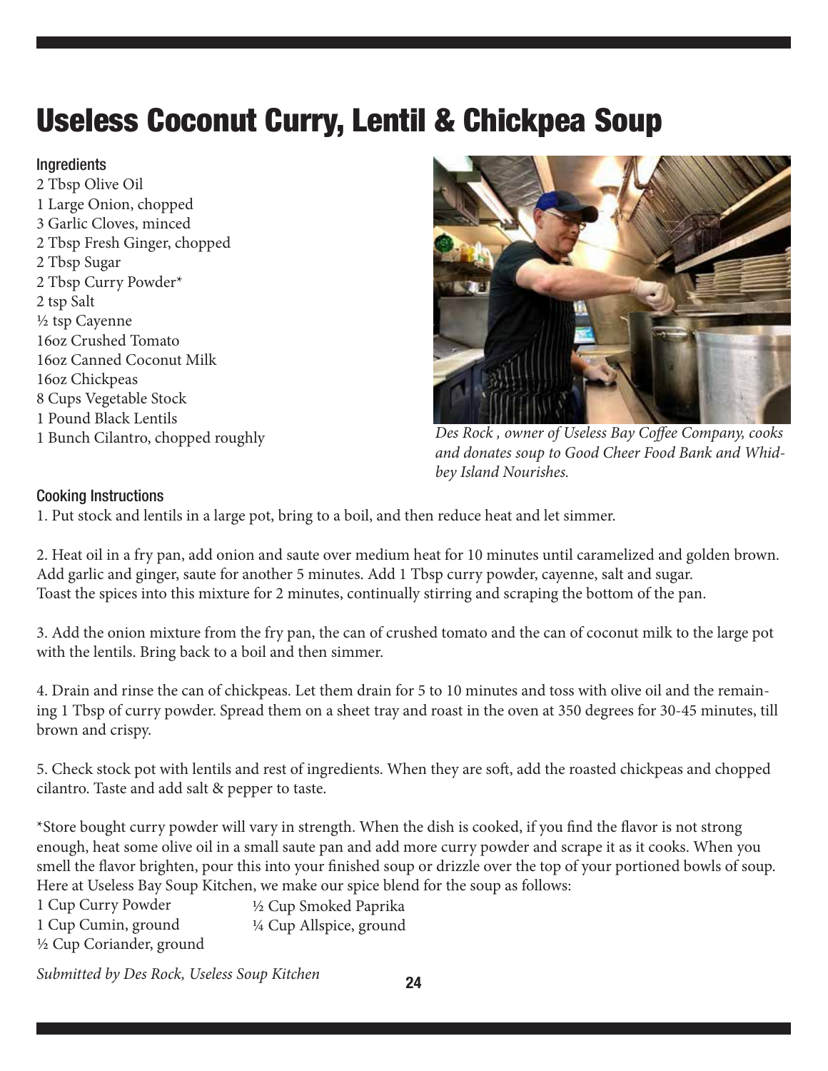# Useless Coconut Curry, Lentil & Chickpea Soup

### Ingredients

2 Tbsp Olive Oil
1 Large Onion, chopped
3 Garlic Cloves, minced
2 Tbsp Fresh Ginger, chopped
2 Tbsp Sugar
2 Tbsp Curry Powder*
2 tsp Salt
½ tsp Cayenne
16oz Crushed Tomato
16oz Canned Coconut Milk
16oz Chickpeas
8 Cups Vegetable Stock
1 Pound Black Lentils
1 Bunch Cilantro, chopped roughly

*Des Rock , owner of Useless Bay Coffee Company, cooks and donates soup to Good Cheer Food Bank and Whidbey Island Nourishes.*

### Cooking Instructions

1. Put stock and lentils in a large pot, bring to a boil, and then reduce heat and let simmer.

2. Heat oil in a fry pan, add onion and saute over medium heat for 10 minutes until caramelized and golden brown. Add garlic and ginger, saute for another 5 minutes. Add 1 Tbsp curry powder, cayenne, salt and sugar. Toast the spices into this mixture for 2 minutes, continually stirring and scraping the bottom of the pan.

3. Add the onion mixture from the fry pan, the can of crushed tomato and the can of coconut milk to the large pot with the lentils. Bring back to a boil and then simmer.

4. Drain and rinse the can of chickpeas. Let them drain for 5 to 10 minutes and toss with olive oil and the remaining 1 Tbsp of curry powder. Spread them on a sheet tray and roast in the oven at 350 degrees for 30-45 minutes, till brown and crispy.

5. Check stock pot with lentils and rest of ingredients. When they are soft, add the roasted chickpeas and chopped cilantro. Taste and add salt & pepper to taste.

*Store bought curry powder will vary in strength. When the dish is cooked, if you find the flavor is not strong enough, heat some olive oil in a small saute pan and add more curry powder and scrape it as it cooks. When you smell the flavor brighten, pour this into your finished soup or drizzle over the top of your portioned bowls of soup. Here at Useless Bay Soup Kitchen, we make our spice blend for the soup as follows:

1 Cup Curry Powder
1 Cup Cumin, ground
½ Cup Coriander, ground
½ Cup Smoked Paprika
¼ Cup Allspice, ground

*Submitted by Des Rock, Useless Soup Kitchen*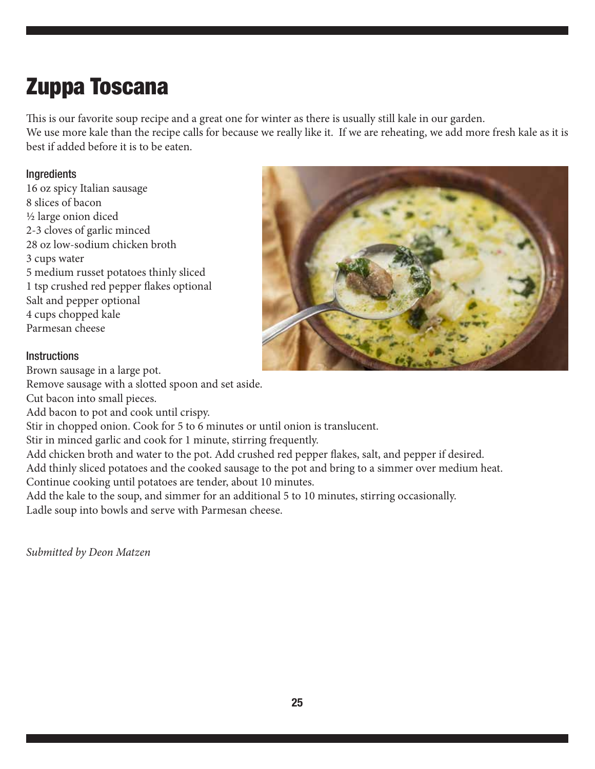# Zuppa Toscana

This is our favorite soup recipe and a great one for winter as there is usually still kale in our garden.
We use more kale than the recipe calls for because we really like it. If we are reheating, we add more fresh kale as it is best if added before it is to be eaten.

### Ingredients

16 oz spicy Italian sausage
8 slices of bacon
½ large onion diced
2-3 cloves of garlic minced
28 oz low-sodium chicken broth
3 cups water
5 medium russet potatoes thinly sliced
1 tsp crushed red pepper flakes optional
Salt and pepper optional
4 cups chopped kale
Parmesan cheese

### Instructions

Brown sausage in a large pot.
Remove sausage with a slotted spoon and set aside.
Cut bacon into small pieces.
Add bacon to pot and cook until crispy.
Stir in chopped onion. Cook for 5 to 6 minutes or until onion is translucent.
Stir in minced garlic and cook for 1 minute, stirring frequently.
Add chicken broth and water to the pot. Add crushed red pepper flakes, salt, and pepper if desired.
Add thinly sliced potatoes and the cooked sausage to the pot and bring to a simmer over medium heat.
Continue cooking until potatoes are tender, about 10 minutes.
Add the kale to the soup, and simmer for an additional 5 to 10 minutes, stirring occasionally.
Ladle soup into bowls and serve with Parmesan cheese.

*Submitted by Deon Matzen*